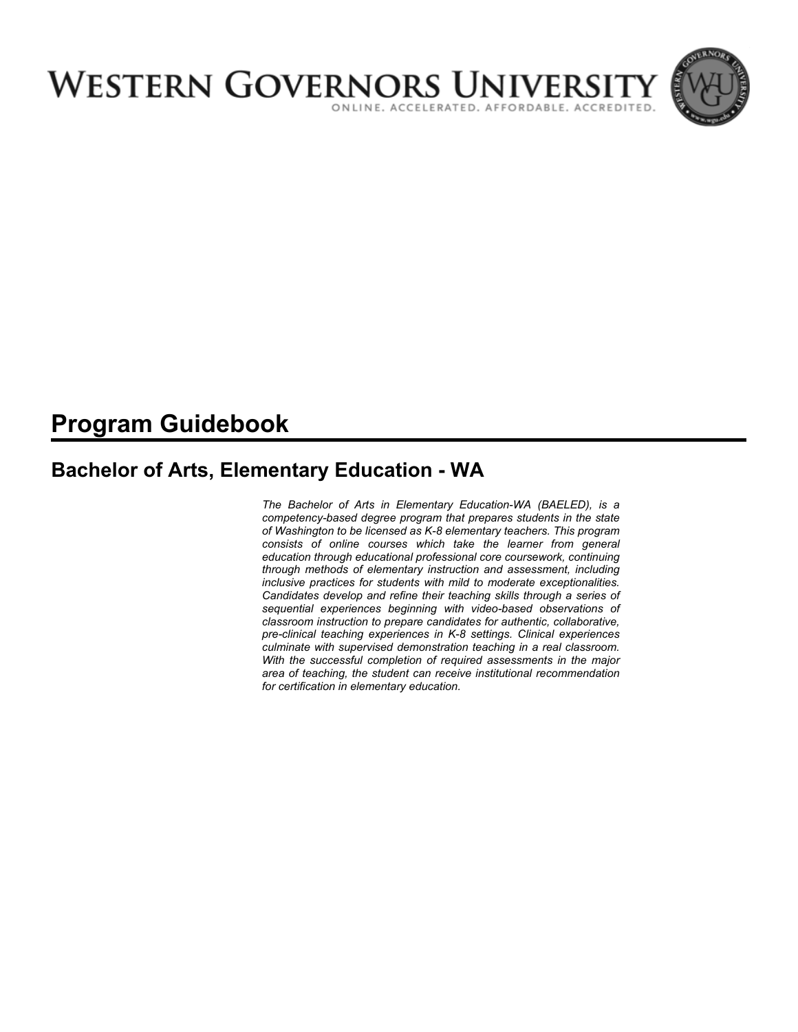# WESTERN GOVERNORS UNIVERSITY

ONLINE. ACCELERATED. AFFORDABLE. ACCREDITED.

# Program Guidebook

## Bachelor of Arts, Elementary Education - WA

*The Bachelor of Arts in Elementary Education-WA (BAELED), is a competency-based degree program that prepares students in the state of Washington to be licensed as K-8 elementary teachers. This program consists of online courses which take the learner from general education through educational professional core coursework, continuing through methods of elementary instruction and assessment, including inclusive practices for students with mild to moderate exceptionalities. Candidates develop and refine their teaching skills through a series of sequential experiences beginning with video-based observations of classroom instruction to prepare candidates for authentic, collaborative, pre-clinical teaching experiences in K-8 settings. Clinical experiences culminate with supervised demonstration teaching in a real classroom. With the successful completion of required assessments in the major area of teaching, the student can receive institutional recommendation for certification in elementary education.*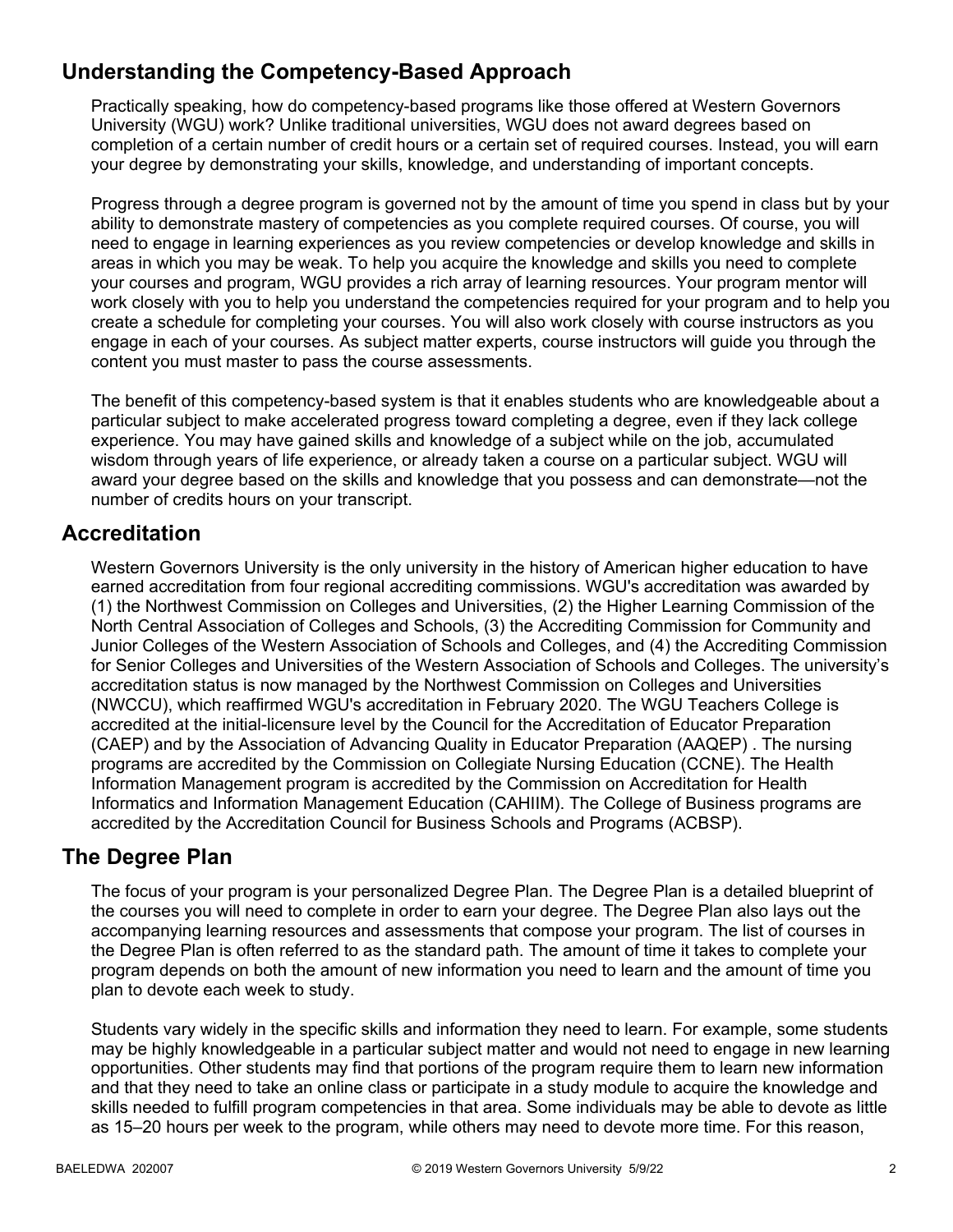## Understanding the Competency-Based Approach

Practically speaking, how do competency-based programs like those offered at Western Governors University (WGU) work? Unlike traditional universities, WGU does not award degrees based on completion of a certain number of credit hours or a certain set of required courses. Instead, you will earn your degree by demonstrating your skills, knowledge, and understanding of important concepts.

Progress through a degree program is governed not by the amount of time you spend in class but by your ability to demonstrate mastery of competencies as you complete required courses. Of course, you will need to engage in learning experiences as you review competencies or develop knowledge and skills in areas in which you may be weak. To help you acquire the knowledge and skills you need to complete your courses and program, WGU provides a rich array of learning resources. Your program mentor will work closely with you to help you understand the competencies required for your program and to help you create a schedule for completing your courses. You will also work closely with course instructors as you engage in each of your courses. As subject matter experts, course instructors will guide you through the content you must master to pass the course assessments.

The benefit of this competency-based system is that it enables students who are knowledgeable about a particular subject to make accelerated progress toward completing a degree, even if they lack college experience. You may have gained skills and knowledge of a subject while on the job, accumulated wisdom through years of life experience, or already taken a course on a particular subject. WGU will award your degree based on the skills and knowledge that you possess and can demonstrate—not the number of credits hours on your transcript.

## Accreditation

Western Governors University is the only university in the history of American higher education to have earned accreditation from four regional accrediting commissions. WGU's accreditation was awarded by (1) the Northwest Commission on Colleges and Universities, (2) the Higher Learning Commission of the North Central Association of Colleges and Schools, (3) the Accrediting Commission for Community and Junior Colleges of the Western Association of Schools and Colleges, and (4) the Accrediting Commission for Senior Colleges and Universities of the Western Association of Schools and Colleges. The university's accreditation status is now managed by the Northwest Commission on Colleges and Universities (NWCCU), which reaffirmed WGU's accreditation in February 2020. The WGU Teachers College is accredited at the initial-licensure level by the Council for the Accreditation of Educator Preparation (CAEP) and by the Association of Advancing Quality in Educator Preparation (AAQEP) . The nursing programs are accredited by the Commission on Collegiate Nursing Education (CCNE). The Health Information Management program is accredited by the Commission on Accreditation for Health Informatics and Information Management Education (CAHIIM). The College of Business programs are accredited by the Accreditation Council for Business Schools and Programs (ACBSP).

## The Degree Plan

The focus of your program is your personalized Degree Plan. The Degree Plan is a detailed blueprint of the courses you will need to complete in order to earn your degree. The Degree Plan also lays out the accompanying learning resources and assessments that compose your program. The list of courses in the Degree Plan is often referred to as the standard path. The amount of time it takes to complete your program depends on both the amount of new information you need to learn and the amount of time you plan to devote each week to study.

Students vary widely in the specific skills and information they need to learn. For example, some students may be highly knowledgeable in a particular subject matter and would not need to engage in new learning opportunities. Other students may find that portions of the program require them to learn new information and that they need to take an online class or participate in a study module to acquire the knowledge and skills needed to fulfill program competencies in that area. Some individuals may be able to devote as little as 15–20 hours per week to the program, while others may need to devote more time. For this reason,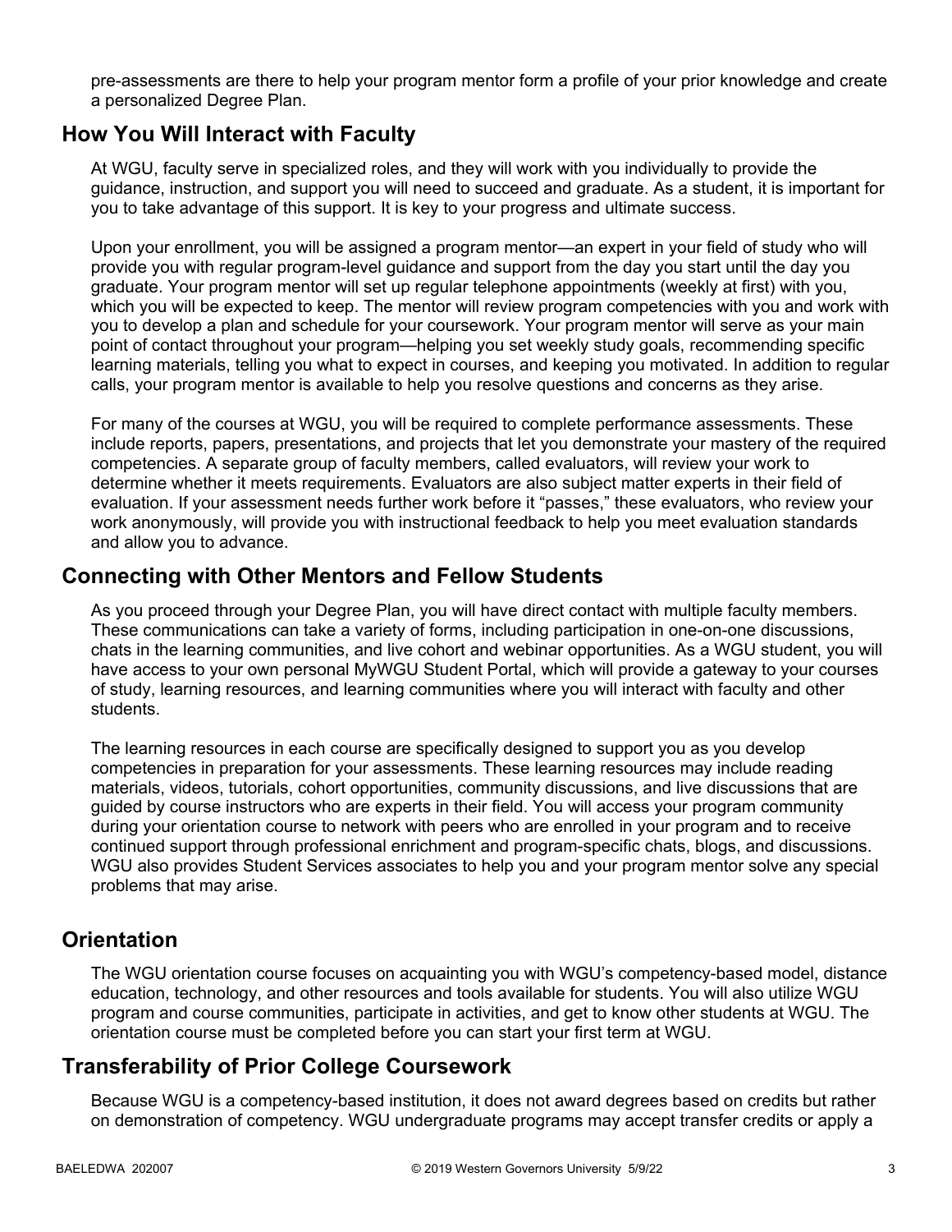pre-assessments are there to help your program mentor form a profile of your prior knowledge and create a personalized Degree Plan.

## How You Will Interact with Faculty

At WGU, faculty serve in specialized roles, and they will work with you individually to provide the guidance, instruction, and support you will need to succeed and graduate. As a student, it is important for you to take advantage of this support. It is key to your progress and ultimate success.

Upon your enrollment, you will be assigned a program mentor—an expert in your field of study who will provide you with regular program-level guidance and support from the day you start until the day you graduate. Your program mentor will set up regular telephone appointments (weekly at first) with you, which you will be expected to keep. The mentor will review program competencies with you and work with you to develop a plan and schedule for your coursework. Your program mentor will serve as your main point of contact throughout your program—helping you set weekly study goals, recommending specific learning materials, telling you what to expect in courses, and keeping you motivated. In addition to regular calls, your program mentor is available to help you resolve questions and concerns as they arise.

For many of the courses at WGU, you will be required to complete performance assessments. These include reports, papers, presentations, and projects that let you demonstrate your mastery of the required competencies. A separate group of faculty members, called evaluators, will review your work to determine whether it meets requirements. Evaluators are also subject matter experts in their field of evaluation. If your assessment needs further work before it "passes," these evaluators, who review your work anonymously, will provide you with instructional feedback to help you meet evaluation standards and allow you to advance.

## Connecting with Other Mentors and Fellow Students

As you proceed through your Degree Plan, you will have direct contact with multiple faculty members. These communications can take a variety of forms, including participation in one-on-one discussions, chats in the learning communities, and live cohort and webinar opportunities. As a WGU student, you will have access to your own personal MyWGU Student Portal, which will provide a gateway to your courses of study, learning resources, and learning communities where you will interact with faculty and other students.

The learning resources in each course are specifically designed to support you as you develop competencies in preparation for your assessments. These learning resources may include reading materials, videos, tutorials, cohort opportunities, community discussions, and live discussions that are guided by course instructors who are experts in their field. You will access your program community during your orientation course to network with peers who are enrolled in your program and to receive continued support through professional enrichment and program-specific chats, blogs, and discussions. WGU also provides Student Services associates to help you and your program mentor solve any special problems that may arise.

## Orientation

The WGU orientation course focuses on acquainting you with WGU's competency-based model, distance education, technology, and other resources and tools available for students. You will also utilize WGU program and course communities, participate in activities, and get to know other students at WGU. The orientation course must be completed before you can start your first term at WGU.

## Transferability of Prior College Coursework

Because WGU is a competency-based institution, it does not award degrees based on credits but rather on demonstration of competency. WGU undergraduate programs may accept transfer credits or apply a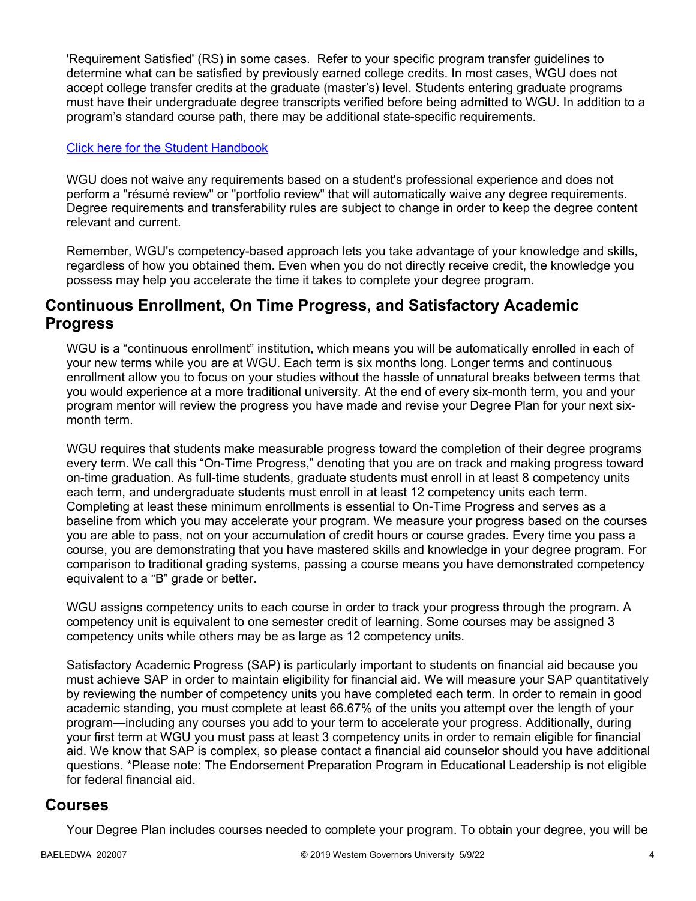'Requirement Satisfied' (RS) in some cases. Refer to your specific program transfer guidelines to determine what can be satisfied by previously earned college credits. In most cases, WGU does not accept college transfer credits at the graduate (master's) level. Students entering graduate programs must have their undergraduate degree transcripts verified before being admitted to WGU. In addition to a program's standard course path, there may be additional state-specific requirements.

[Click here for the Student Handbook]

WGU does not waive any requirements based on a student's professional experience and does not perform a "résumé review" or "portfolio review" that will automatically waive any degree requirements. Degree requirements and transferability rules are subject to change in order to keep the degree content relevant and current.

Remember, WGU's competency-based approach lets you take advantage of your knowledge and skills, regardless of how you obtained them. Even when you do not directly receive credit, the knowledge you possess may help you accelerate the time it takes to complete your degree program.

## Continuous Enrollment, On Time Progress, and Satisfactory Academic Progress

WGU is a "continuous enrollment" institution, which means you will be automatically enrolled in each of your new terms while you are at WGU. Each term is six months long. Longer terms and continuous enrollment allow you to focus on your studies without the hassle of unnatural breaks between terms that you would experience at a more traditional university. At the end of every six-month term, you and your program mentor will review the progress you have made and revise your Degree Plan for your next six-month term.

WGU requires that students make measurable progress toward the completion of their degree programs every term. We call this "On-Time Progress," denoting that you are on track and making progress toward on-time graduation. As full-time students, graduate students must enroll in at least 8 competency units each term, and undergraduate students must enroll in at least 12 competency units each term. Completing at least these minimum enrollments is essential to On-Time Progress and serves as a baseline from which you may accelerate your program. We measure your progress based on the courses you are able to pass, not on your accumulation of credit hours or course grades. Every time you pass a course, you are demonstrating that you have mastered skills and knowledge in your degree program. For comparison to traditional grading systems, passing a course means you have demonstrated competency equivalent to a "B" grade or better.

WGU assigns competency units to each course in order to track your progress through the program. A competency unit is equivalent to one semester credit of learning. Some courses may be assigned 3 competency units while others may be as large as 12 competency units.

Satisfactory Academic Progress (SAP) is particularly important to students on financial aid because you must achieve SAP in order to maintain eligibility for financial aid. We will measure your SAP quantitatively by reviewing the number of competency units you have completed each term. In order to remain in good academic standing, you must complete at least 66.67% of the units you attempt over the length of your program—including any courses you add to your term to accelerate your progress. Additionally, during your first term at WGU you must pass at least 3 competency units in order to remain eligible for financial aid. We know that SAP is complex, so please contact a financial aid counselor should you have additional questions. *Please note: The Endorsement Preparation Program in Educational Leadership is not eligible for federal financial aid.

## Courses

Your Degree Plan includes courses needed to complete your program. To obtain your degree, you will be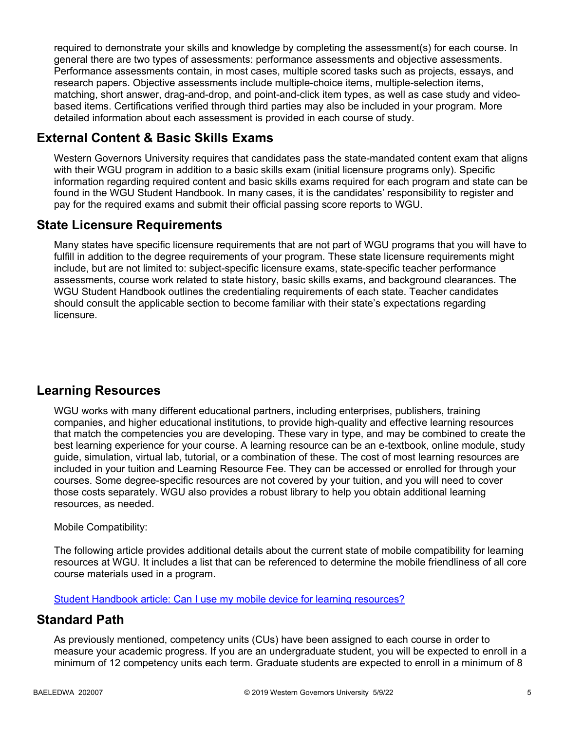required to demonstrate your skills and knowledge by completing the assessment(s) for each course. In general there are two types of assessments: performance assessments and objective assessments. Performance assessments contain, in most cases, multiple scored tasks such as projects, essays, and research papers. Objective assessments include multiple-choice items, multiple-selection items, matching, short answer, drag-and-drop, and point-and-click item types, as well as case study and video-based items. Certifications verified through third parties may also be included in your program. More detailed information about each assessment is provided in each course of study.

## External Content & Basic Skills Exams

Western Governors University requires that candidates pass the state-mandated content exam that aligns with their WGU program in addition to a basic skills exam (initial licensure programs only). Specific information regarding required content and basic skills exams required for each program and state can be found in the WGU Student Handbook. In many cases, it is the candidates' responsibility to register and pay for the required exams and submit their official passing score reports to WGU.

## State Licensure Requirements

Many states have specific licensure requirements that are not part of WGU programs that you will have to fulfill in addition to the degree requirements of your program. These state licensure requirements might include, but are not limited to: subject-specific licensure exams, state-specific teacher performance assessments, course work related to state history, basic skills exams, and background clearances. The WGU Student Handbook outlines the credentialing requirements of each state. Teacher candidates should consult the applicable section to become familiar with their state's expectations regarding licensure.

## Learning Resources

WGU works with many different educational partners, including enterprises, publishers, training companies, and higher educational institutions, to provide high-quality and effective learning resources that match the competencies you are developing. These vary in type, and may be combined to create the best learning experience for your course. A learning resource can be an e-textbook, online module, study guide, simulation, virtual lab, tutorial, or a combination of these. The cost of most learning resources are included in your tuition and Learning Resource Fee. They can be accessed or enrolled for through your courses. Some degree-specific resources are not covered by your tuition, and you will need to cover those costs separately. WGU also provides a robust library to help you obtain additional learning resources, as needed.

Mobile Compatibility:

The following article provides additional details about the current state of mobile compatibility for learning resources at WGU. It includes a list that can be referenced to determine the mobile friendliness of all core course materials used in a program.

[Student Handbook article: Can I use my mobile device for learning resources?]

## Standard Path

As previously mentioned, competency units (CUs) have been assigned to each course in order to measure your academic progress. If you are an undergraduate student, you will be expected to enroll in a minimum of 12 competency units each term. Graduate students are expected to enroll in a minimum of 8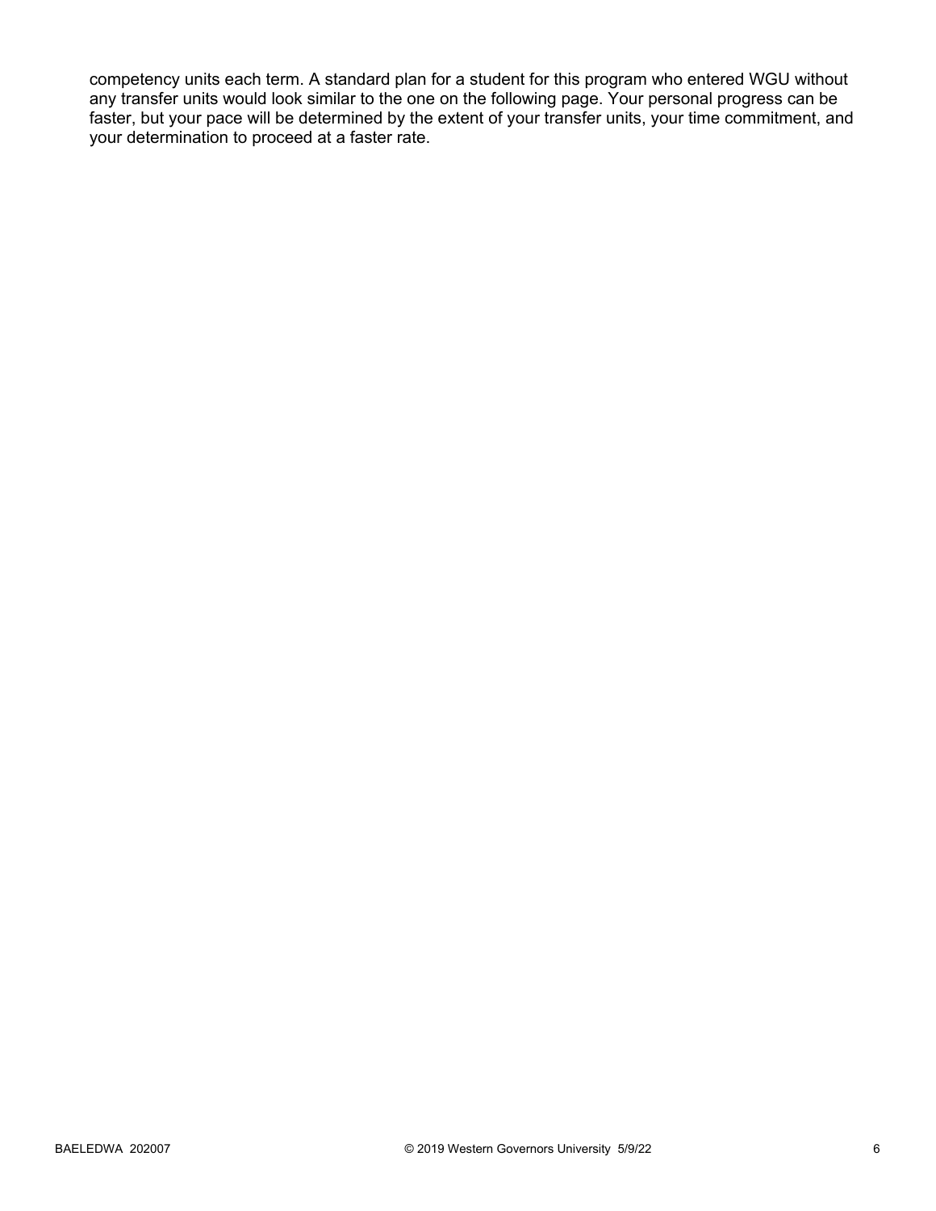competency units each term. A standard plan for a student for this program who entered WGU without any transfer units would look similar to the one on the following page. Your personal progress can be faster, but your pace will be determined by the extent of your transfer units, your time commitment, and your determination to proceed at a faster rate.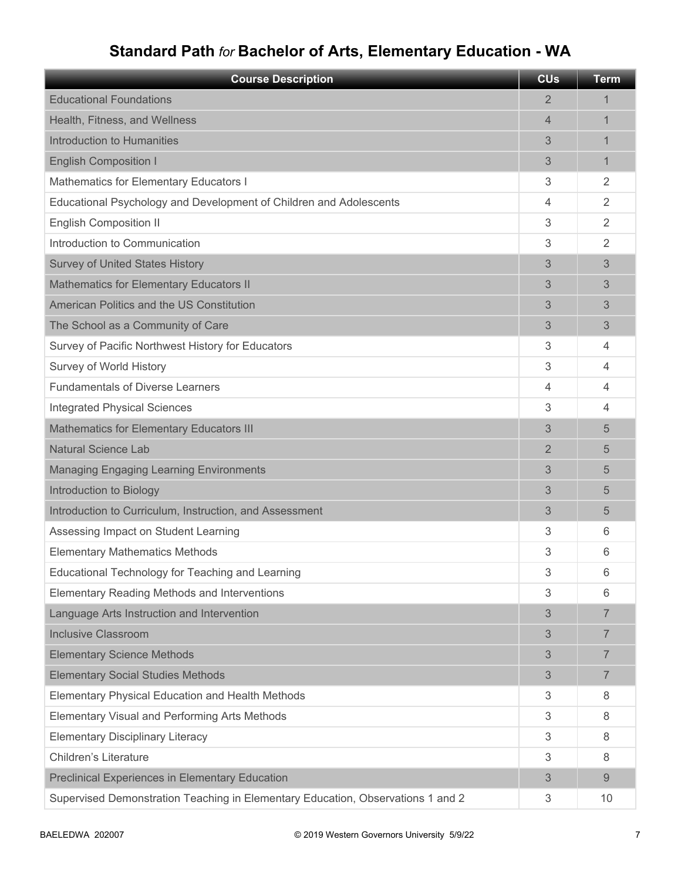# Standard Path *for* Bachelor of Arts, Elementary Education - WA

| Course Description | CUs | Term |
| --- | --- | --- |
| Educational Foundations | 2 | 1 |
| Health, Fitness, and Wellness | 4 | 1 |
| Introduction to Humanities | 3 | 1 |
| English Composition I | 3 | 1 |
| Mathematics for Elementary Educators I | 3 | 2 |
| Educational Psychology and Development of Children and Adolescents | 4 | 2 |
| English Composition II | 3 | 2 |
| Introduction to Communication | 3 | 2 |
| Survey of United States History | 3 | 3 |
| Mathematics for Elementary Educators II | 3 | 3 |
| American Politics and the US Constitution | 3 | 3 |
| The School as a Community of Care | 3 | 3 |
| Survey of Pacific Northwest History for Educators | 3 | 4 |
| Survey of World History | 3 | 4 |
| Fundamentals of Diverse Learners | 4 | 4 |
| Integrated Physical Sciences | 3 | 4 |
| Mathematics for Elementary Educators III | 3 | 5 |
| Natural Science Lab | 2 | 5 |
| Managing Engaging Learning Environments | 3 | 5 |
| Introduction to Biology | 3 | 5 |
| Introduction to Curriculum, Instruction, and Assessment | 3 | 5 |
| Assessing Impact on Student Learning | 3 | 6 |
| Elementary Mathematics Methods | 3 | 6 |
| Educational Technology for Teaching and Learning | 3 | 6 |
| Elementary Reading Methods and Interventions | 3 | 6 |
| Language Arts Instruction and Intervention | 3 | 7 |
| Inclusive Classroom | 3 | 7 |
| Elementary Science Methods | 3 | 7 |
| Elementary Social Studies Methods | 3 | 7 |
| Elementary Physical Education and Health Methods | 3 | 8 |
| Elementary Visual and Performing Arts Methods | 3 | 8 |
| Elementary Disciplinary Literacy | 3 | 8 |
| Children's Literature | 3 | 8 |
| Preclinical Experiences in Elementary Education | 3 | 9 |
| Supervised Demonstration Teaching in Elementary Education, Observations 1 and 2 | 3 | 10 |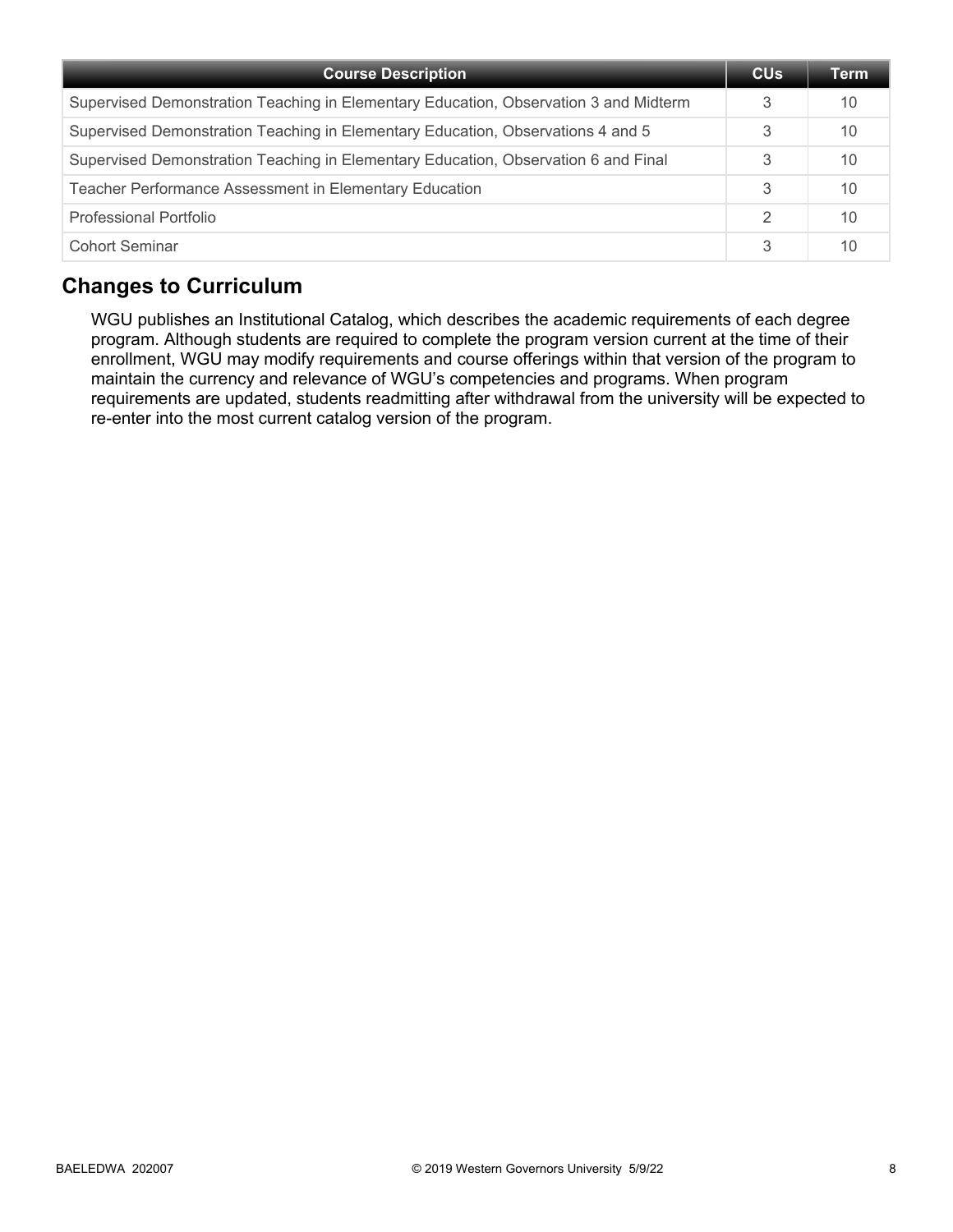| Course Description | CUs | Term |
|---|---|---|
| Supervised Demonstration Teaching in Elementary Education, Observation 3 and Midterm | 3 | 10 |
| Supervised Demonstration Teaching in Elementary Education, Observations 4 and 5 | 3 | 10 |
| Supervised Demonstration Teaching in Elementary Education, Observation 6 and Final | 3 | 10 |
| Teacher Performance Assessment in Elementary Education | 3 | 10 |
| Professional Portfolio | 2 | 10 |
| Cohort Seminar | 3 | 10 |

## Changes to Curriculum

WGU publishes an Institutional Catalog, which describes the academic requirements of each degree program. Although students are required to complete the program version current at the time of their enrollment, WGU may modify requirements and course offerings within that version of the program to maintain the currency and relevance of WGU's competencies and programs. When program requirements are updated, students readmitting after withdrawal from the university will be expected to re-enter into the most current catalog version of the program.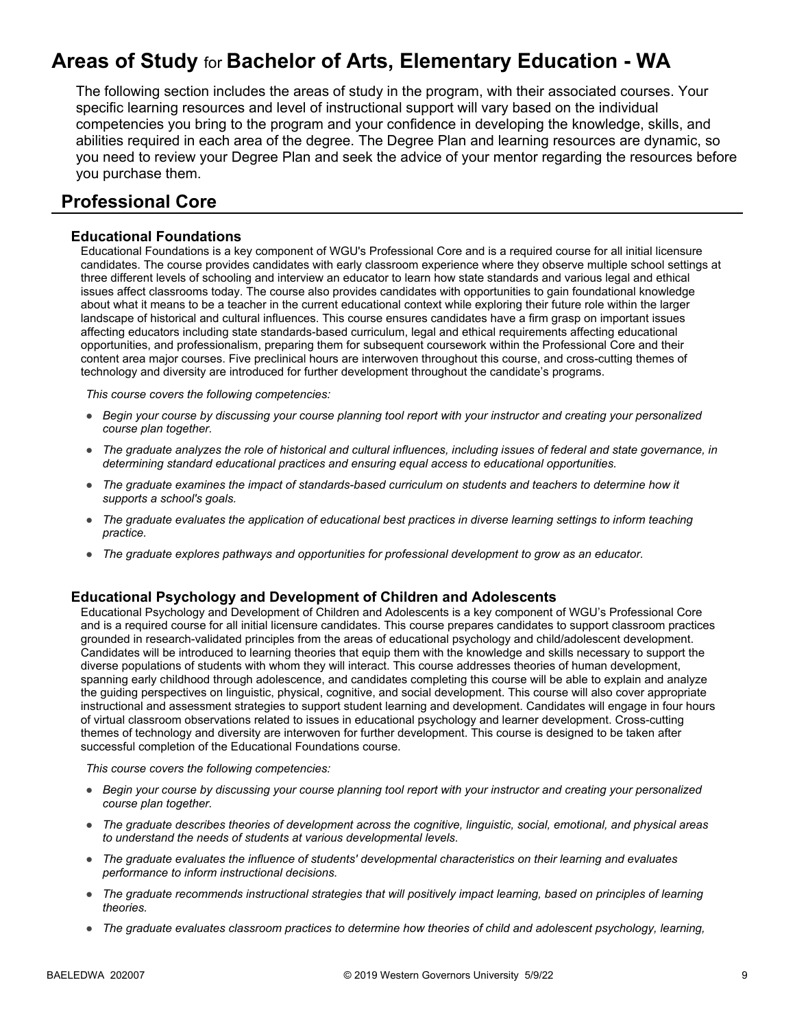# Areas of Study for Bachelor of Arts, Elementary Education - WA

The following section includes the areas of study in the program, with their associated courses. Your specific learning resources and level of instructional support will vary based on the individual competencies you bring to the program and your confidence in developing the knowledge, skills, and abilities required in each area of the degree. The Degree Plan and learning resources are dynamic, so you need to review your Degree Plan and seek the advice of your mentor regarding the resources before you purchase them.

## Professional Core

### Educational Foundations

Educational Foundations is a key component of WGU's Professional Core and is a required course for all initial licensure candidates. The course provides candidates with early classroom experience where they observe multiple school settings at three different levels of schooling and interview an educator to learn how state standards and various legal and ethical issues affect classrooms today. The course also provides candidates with opportunities to gain foundational knowledge about what it means to be a teacher in the current educational context while exploring their future role within the larger landscape of historical and cultural influences. This course ensures candidates have a firm grasp on important issues affecting educators including state standards-based curriculum, legal and ethical requirements affecting educational opportunities, and professionalism, preparing them for subsequent coursework within the Professional Core and their content area major courses. Five preclinical hours are interwoven throughout this course, and cross-cutting themes of technology and diversity are introduced for further development throughout the candidate's programs.

*This course covers the following competencies:*

- *Begin your course by discussing your course planning tool report with your instructor and creating your personalized course plan together.*
- *The graduate analyzes the role of historical and cultural influences, including issues of federal and state governance, in determining standard educational practices and ensuring equal access to educational opportunities.*
- *The graduate examines the impact of standards-based curriculum on students and teachers to determine how it supports a school's goals.*
- *The graduate evaluates the application of educational best practices in diverse learning settings to inform teaching practice.*
- *The graduate explores pathways and opportunities for professional development to grow as an educator.*

### Educational Psychology and Development of Children and Adolescents

Educational Psychology and Development of Children and Adolescents is a key component of WGU's Professional Core and is a required course for all initial licensure candidates. This course prepares candidates to support classroom practices grounded in research-validated principles from the areas of educational psychology and child/adolescent development. Candidates will be introduced to learning theories that equip them with the knowledge and skills necessary to support the diverse populations of students with whom they will interact. This course addresses theories of human development, spanning early childhood through adolescence, and candidates completing this course will be able to explain and analyze the guiding perspectives on linguistic, physical, cognitive, and social development. This course will also cover appropriate instructional and assessment strategies to support student learning and development. Candidates will engage in four hours of virtual classroom observations related to issues in educational psychology and learner development. Cross-cutting themes of technology and diversity are interwoven for further development. This course is designed to be taken after successful completion of the Educational Foundations course.

*This course covers the following competencies:*

- *Begin your course by discussing your course planning tool report with your instructor and creating your personalized course plan together.*
- *The graduate describes theories of development across the cognitive, linguistic, social, emotional, and physical areas to understand the needs of students at various developmental levels.*
- *The graduate evaluates the influence of students' developmental characteristics on their learning and evaluates performance to inform instructional decisions.*
- *The graduate recommends instructional strategies that will positively impact learning, based on principles of learning theories.*
- *The graduate evaluates classroom practices to determine how theories of child and adolescent psychology, learning,*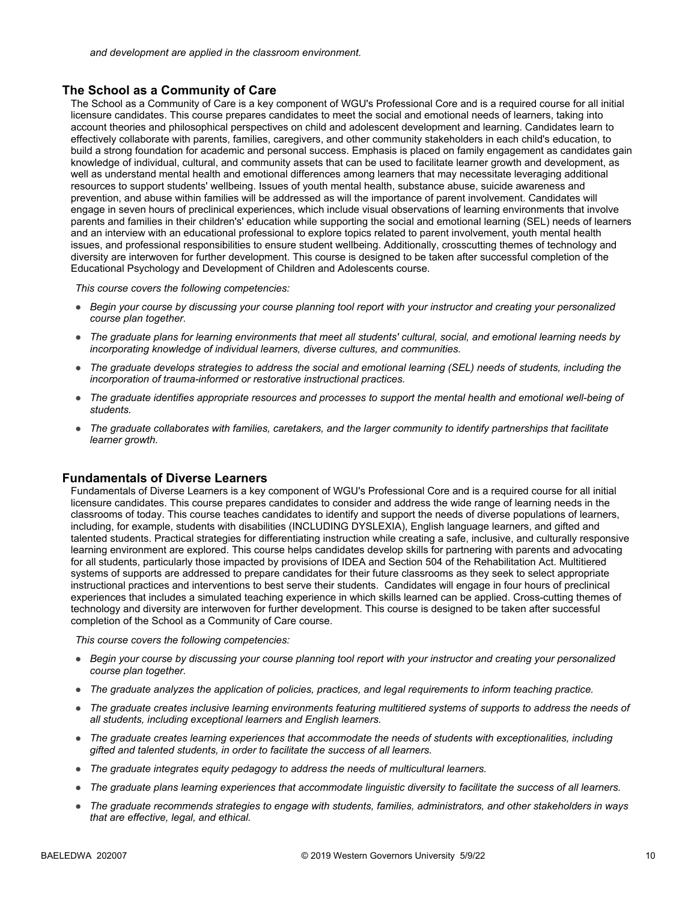*and development are applied in the classroom environment.*

## The School as a Community of Care

The School as a Community of Care is a key component of WGU's Professional Core and is a required course for all initial licensure candidates. This course prepares candidates to meet the social and emotional needs of learners, taking into account theories and philosophical perspectives on child and adolescent development and learning. Candidates learn to effectively collaborate with parents, families, caregivers, and other community stakeholders in each child's education, to build a strong foundation for academic and personal success. Emphasis is placed on family engagement as candidates gain knowledge of individual, cultural, and community assets that can be used to facilitate learner growth and development, as well as understand mental health and emotional differences among learners that may necessitate leveraging additional resources to support students' wellbeing. Issues of youth mental health, substance abuse, suicide awareness and prevention, and abuse within families will be addressed as will the importance of parent involvement. Candidates will engage in seven hours of preclinical experiences, which include visual observations of learning environments that involve parents and families in their children's' education while supporting the social and emotional learning (SEL) needs of learners and an interview with an educational professional to explore topics related to parent involvement, youth mental health issues, and professional responsibilities to ensure student wellbeing. Additionally, crosscutting themes of technology and diversity are interwoven for further development. This course is designed to be taken after successful completion of the Educational Psychology and Development of Children and Adolescents course.

*This course covers the following competencies:*

- *Begin your course by discussing your course planning tool report with your instructor and creating your personalized course plan together.*
- *The graduate plans for learning environments that meet all students' cultural, social, and emotional learning needs by incorporating knowledge of individual learners, diverse cultures, and communities.*
- *The graduate develops strategies to address the social and emotional learning (SEL) needs of students, including the incorporation of trauma-informed or restorative instructional practices.*
- *The graduate identifies appropriate resources and processes to support the mental health and emotional well-being of students.*
- *The graduate collaborates with families, caretakers, and the larger community to identify partnerships that facilitate learner growth.*

## Fundamentals of Diverse Learners

Fundamentals of Diverse Learners is a key component of WGU's Professional Core and is a required course for all initial licensure candidates. This course prepares candidates to consider and address the wide range of learning needs in the classrooms of today. This course teaches candidates to identify and support the needs of diverse populations of learners, including, for example, students with disabilities (INCLUDING DYSLEXIA), English language learners, and gifted and talented students. Practical strategies for differentiating instruction while creating a safe, inclusive, and culturally responsive learning environment are explored. This course helps candidates develop skills for partnering with parents and advocating for all students, particularly those impacted by provisions of IDEA and Section 504 of the Rehabilitation Act. Multitiered systems of supports are addressed to prepare candidates for their future classrooms as they seek to select appropriate instructional practices and interventions to best serve their students. Candidates will engage in four hours of preclinical experiences that includes a simulated teaching experience in which skills learned can be applied. Cross-cutting themes of technology and diversity are interwoven for further development. This course is designed to be taken after successful completion of the School as a Community of Care course.

*This course covers the following competencies:*

- *Begin your course by discussing your course planning tool report with your instructor and creating your personalized course plan together.*
- *The graduate analyzes the application of policies, practices, and legal requirements to inform teaching practice.*
- *The graduate creates inclusive learning environments featuring multitiered systems of supports to address the needs of all students, including exceptional learners and English learners.*
- *The graduate creates learning experiences that accommodate the needs of students with exceptionalities, including gifted and talented students, in order to facilitate the success of all learners.*
- *The graduate integrates equity pedagogy to address the needs of multicultural learners.*
- *The graduate plans learning experiences that accommodate linguistic diversity to facilitate the success of all learners.*
- *The graduate recommends strategies to engage with students, families, administrators, and other stakeholders in ways that are effective, legal, and ethical.*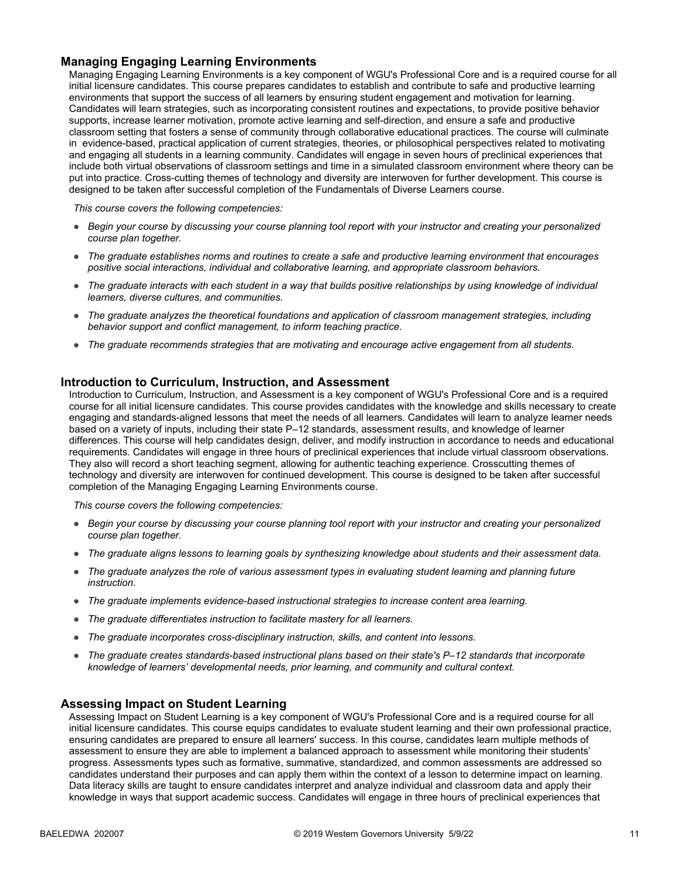## Managing Engaging Learning Environments

Managing Engaging Learning Environments is a key component of WGU's Professional Core and is a required course for all initial licensure candidates. This course prepares candidates to establish and contribute to safe and productive learning environments that support the success of all learners by ensuring student engagement and motivation for learning. Candidates will learn strategies, such as incorporating consistent routines and expectations, to provide positive behavior supports, increase learner motivation, promote active learning and self-direction, and ensure a safe and productive classroom setting that fosters a sense of community through collaborative educational practices. The course will culminate in evidence-based, practical application of current strategies, theories, or philosophical perspectives related to motivating and engaging all students in a learning community. Candidates will engage in seven hours of preclinical experiences that include both virtual observations of classroom settings and time in a simulated classroom environment where theory can be put into practice. Cross-cutting themes of technology and diversity are interwoven for further development. This course is designed to be taken after successful completion of the Fundamentals of Diverse Learners course.

*This course covers the following competencies:*

- *Begin your course by discussing your course planning tool report with your instructor and creating your personalized course plan together.*
- *The graduate establishes norms and routines to create a safe and productive learning environment that encourages positive social interactions, individual and collaborative learning, and appropriate classroom behaviors.*
- *The graduate interacts with each student in a way that builds positive relationships by using knowledge of individual learners, diverse cultures, and communities.*
- *The graduate analyzes the theoretical foundations and application of classroom management strategies, including behavior support and conflict management, to inform teaching practice.*
- *The graduate recommends strategies that are motivating and encourage active engagement from all students.*

## Introduction to Curriculum, Instruction, and Assessment

Introduction to Curriculum, Instruction, and Assessment is a key component of WGU's Professional Core and is a required course for all initial licensure candidates. This course provides candidates with the knowledge and skills necessary to create engaging and standards-aligned lessons that meet the needs of all learners. Candidates will learn to analyze learner needs based on a variety of inputs, including their state P–12 standards, assessment results, and knowledge of learner differences. This course will help candidates design, deliver, and modify instruction in accordance to needs and educational requirements. Candidates will engage in three hours of preclinical experiences that include virtual classroom observations. They also will record a short teaching segment, allowing for authentic teaching experience. Crosscutting themes of technology and diversity are interwoven for continued development. This course is designed to be taken after successful completion of the Managing Engaging Learning Environments course.

*This course covers the following competencies:*

- *Begin your course by discussing your course planning tool report with your instructor and creating your personalized course plan together.*
- *The graduate aligns lessons to learning goals by synthesizing knowledge about students and their assessment data.*
- *The graduate analyzes the role of various assessment types in evaluating student learning and planning future instruction.*
- *The graduate implements evidence-based instructional strategies to increase content area learning.*
- *The graduate differentiates instruction to facilitate mastery for all learners.*
- *The graduate incorporates cross-disciplinary instruction, skills, and content into lessons.*
- *The graduate creates standards-based instructional plans based on their state's P–12 standards that incorporate knowledge of learners' developmental needs, prior learning, and community and cultural context.*

## Assessing Impact on Student Learning

Assessing Impact on Student Learning is a key component of WGU's Professional Core and is a required course for all initial licensure candidates. This course equips candidates to evaluate student learning and their own professional practice, ensuring candidates are prepared to ensure all learners' success. In this course, candidates learn multiple methods of assessment to ensure they are able to implement a balanced approach to assessment while monitoring their students' progress. Assessments types such as formative, summative, standardized, and common assessments are addressed so candidates understand their purposes and can apply them within the context of a lesson to determine impact on learning. Data literacy skills are taught to ensure candidates interpret and analyze individual and classroom data and apply their knowledge in ways that support academic success. Candidates will engage in three hours of preclinical experiences that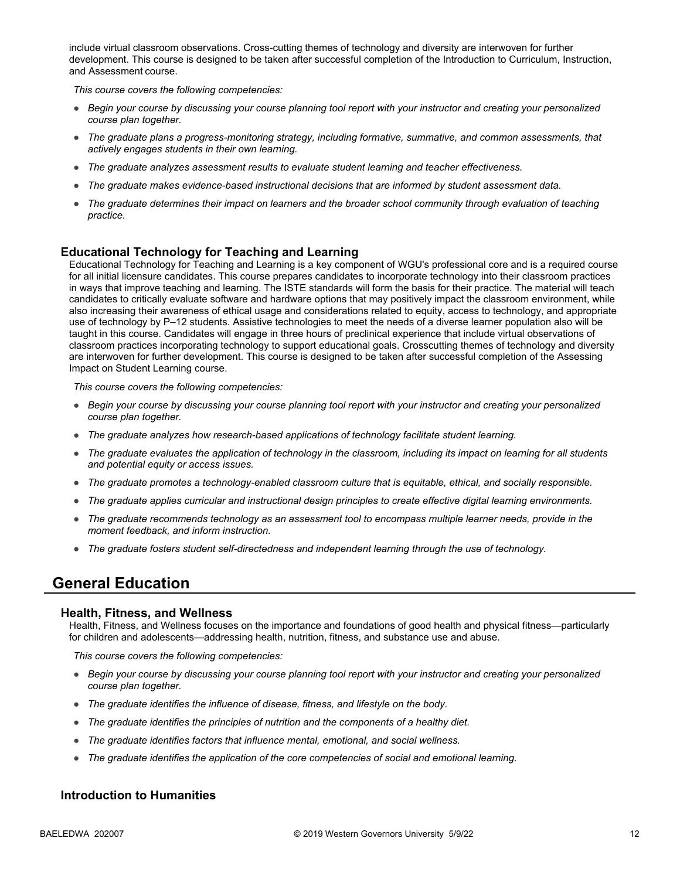include virtual classroom observations. Cross-cutting themes of technology and diversity are interwoven for further development. This course is designed to be taken after successful completion of the Introduction to Curriculum, Instruction, and Assessment course.

*This course covers the following competencies:*

- *Begin your course by discussing your course planning tool report with your instructor and creating your personalized course plan together.*
- *The graduate plans a progress-monitoring strategy, including formative, summative, and common assessments, that actively engages students in their own learning.*
- *The graduate analyzes assessment results to evaluate student learning and teacher effectiveness.*
- *The graduate makes evidence-based instructional decisions that are informed by student assessment data.*
- *The graduate determines their impact on learners and the broader school community through evaluation of teaching practice.*

### Educational Technology for Teaching and Learning

Educational Technology for Teaching and Learning is a key component of WGU's professional core and is a required course for all initial licensure candidates. This course prepares candidates to incorporate technology into their classroom practices in ways that improve teaching and learning. The ISTE standards will form the basis for their practice. The material will teach candidates to critically evaluate software and hardware options that may positively impact the classroom environment, while also increasing their awareness of ethical usage and considerations related to equity, access to technology, and appropriate use of technology by P–12 students. Assistive technologies to meet the needs of a diverse learner population also will be taught in this course. Candidates will engage in three hours of preclinical experience that include virtual observations of classroom practices incorporating technology to support educational goals. Crosscutting themes of technology and diversity are interwoven for further development. This course is designed to be taken after successful completion of the Assessing Impact on Student Learning course.

*This course covers the following competencies:*

- *Begin your course by discussing your course planning tool report with your instructor and creating your personalized course plan together.*
- *The graduate analyzes how research-based applications of technology facilitate student learning.*
- *The graduate evaluates the application of technology in the classroom, including its impact on learning for all students and potential equity or access issues.*
- *The graduate promotes a technology-enabled classroom culture that is equitable, ethical, and socially responsible.*
- *The graduate applies curricular and instructional design principles to create effective digital learning environments.*
- *The graduate recommends technology as an assessment tool to encompass multiple learner needs, provide in the moment feedback, and inform instruction.*
- *The graduate fosters student self-directedness and independent learning through the use of technology.*

## General Education

### Health, Fitness, and Wellness

Health, Fitness, and Wellness focuses on the importance and foundations of good health and physical fitness—particularly for children and adolescents—addressing health, nutrition, fitness, and substance use and abuse.

*This course covers the following competencies:*

- *Begin your course by discussing your course planning tool report with your instructor and creating your personalized course plan together.*
- *The graduate identifies the influence of disease, fitness, and lifestyle on the body.*
- *The graduate identifies the principles of nutrition and the components of a healthy diet.*
- *The graduate identifies factors that influence mental, emotional, and social wellness.*
- *The graduate identifies the application of the core competencies of social and emotional learning.*

### Introduction to Humanities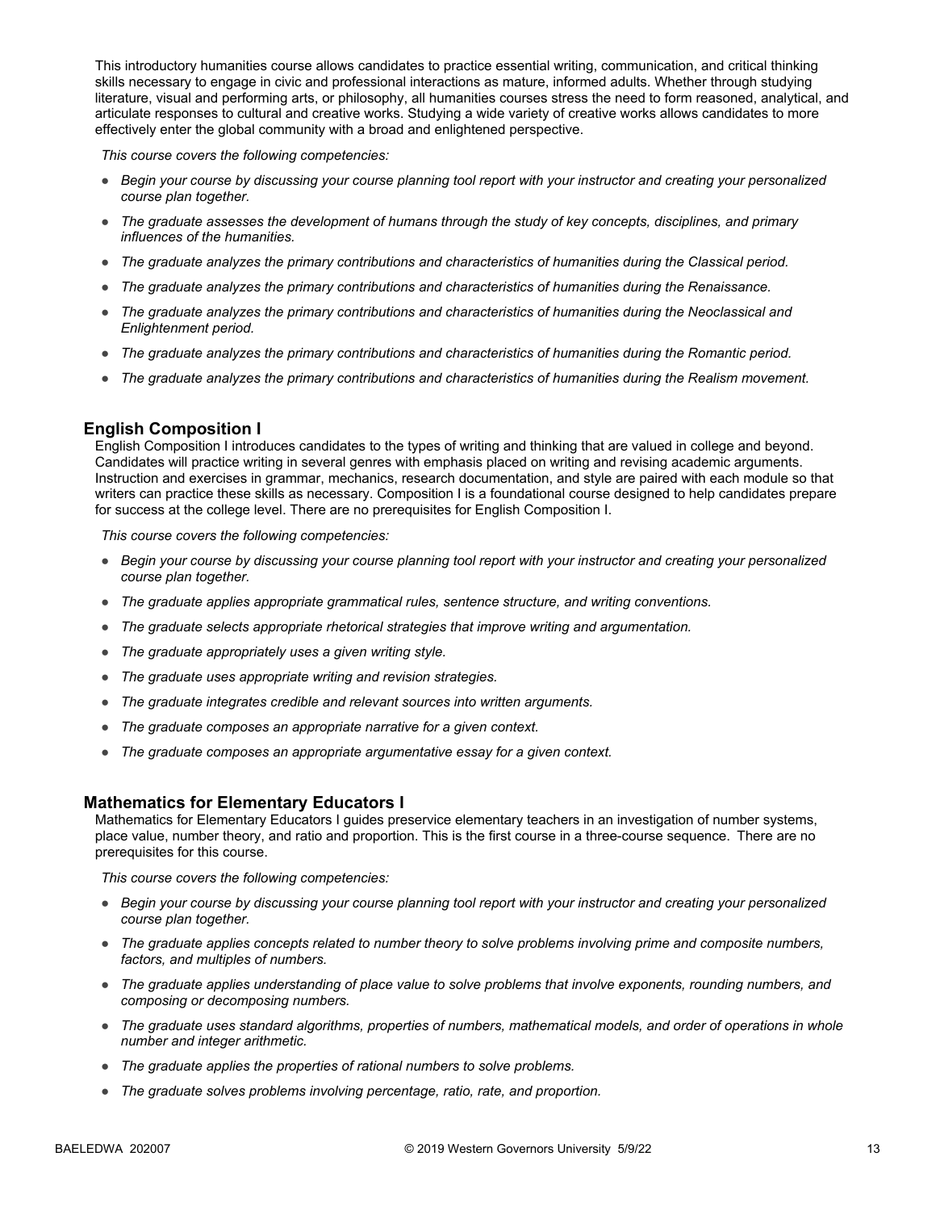This introductory humanities course allows candidates to practice essential writing, communication, and critical thinking skills necessary to engage in civic and professional interactions as mature, informed adults. Whether through studying literature, visual and performing arts, or philosophy, all humanities courses stress the need to form reasoned, analytical, and articulate responses to cultural and creative works. Studying a wide variety of creative works allows candidates to more effectively enter the global community with a broad and enlightened perspective.

*This course covers the following competencies:*

- *Begin your course by discussing your course planning tool report with your instructor and creating your personalized course plan together.*
- *The graduate assesses the development of humans through the study of key concepts, disciplines, and primary influences of the humanities.*
- *The graduate analyzes the primary contributions and characteristics of humanities during the Classical period.*
- *The graduate analyzes the primary contributions and characteristics of humanities during the Renaissance.*
- *The graduate analyzes the primary contributions and characteristics of humanities during the Neoclassical and Enlightenment period.*
- *The graduate analyzes the primary contributions and characteristics of humanities during the Romantic period.*
- *The graduate analyzes the primary contributions and characteristics of humanities during the Realism movement.*

### English Composition I

English Composition I introduces candidates to the types of writing and thinking that are valued in college and beyond. Candidates will practice writing in several genres with emphasis placed on writing and revising academic arguments. Instruction and exercises in grammar, mechanics, research documentation, and style are paired with each module so that writers can practice these skills as necessary. Composition I is a foundational course designed to help candidates prepare for success at the college level. There are no prerequisites for English Composition I.

*This course covers the following competencies:*

- *Begin your course by discussing your course planning tool report with your instructor and creating your personalized course plan together.*
- *The graduate applies appropriate grammatical rules, sentence structure, and writing conventions.*
- *The graduate selects appropriate rhetorical strategies that improve writing and argumentation.*
- *The graduate appropriately uses a given writing style.*
- *The graduate uses appropriate writing and revision strategies.*
- *The graduate integrates credible and relevant sources into written arguments.*
- *The graduate composes an appropriate narrative for a given context.*
- *The graduate composes an appropriate argumentative essay for a given context.*

### Mathematics for Elementary Educators I

Mathematics for Elementary Educators I guides preservice elementary teachers in an investigation of number systems, place value, number theory, and ratio and proportion. This is the first course in a three-course sequence. There are no prerequisites for this course.

*This course covers the following competencies:*

- *Begin your course by discussing your course planning tool report with your instructor and creating your personalized course plan together.*
- *The graduate applies concepts related to number theory to solve problems involving prime and composite numbers, factors, and multiples of numbers.*
- *The graduate applies understanding of place value to solve problems that involve exponents, rounding numbers, and composing or decomposing numbers.*
- *The graduate uses standard algorithms, properties of numbers, mathematical models, and order of operations in whole number and integer arithmetic.*
- *The graduate applies the properties of rational numbers to solve problems.*
- *The graduate solves problems involving percentage, ratio, rate, and proportion.*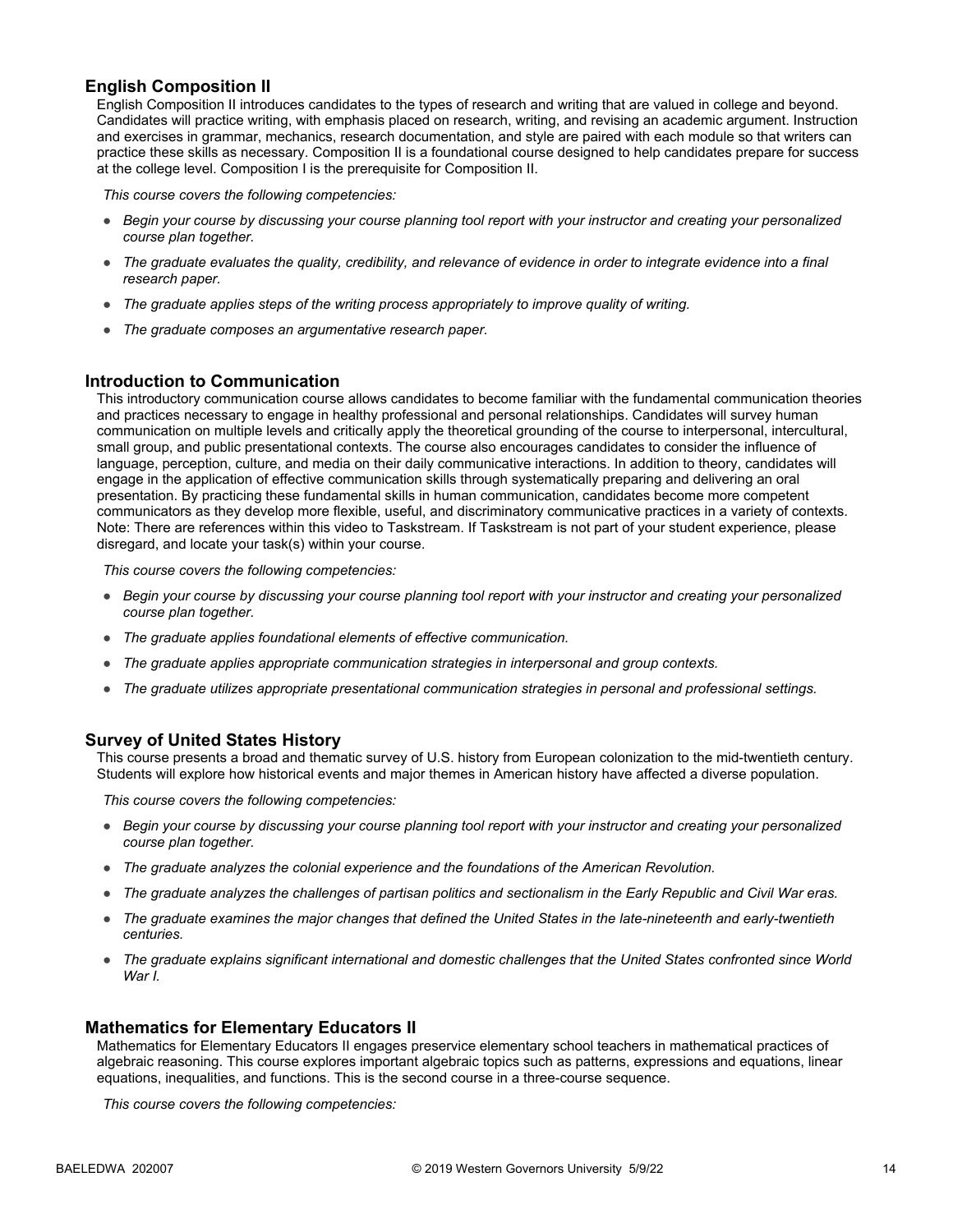### English Composition II

English Composition II introduces candidates to the types of research and writing that are valued in college and beyond. Candidates will practice writing, with emphasis placed on research, writing, and revising an academic argument. Instruction and exercises in grammar, mechanics, research documentation, and style are paired with each module so that writers can practice these skills as necessary. Composition II is a foundational course designed to help candidates prepare for success at the college level. Composition I is the prerequisite for Composition II.

*This course covers the following competencies:*

- *Begin your course by discussing your course planning tool report with your instructor and creating your personalized course plan together.*
- *The graduate evaluates the quality, credibility, and relevance of evidence in order to integrate evidence into a final research paper.*
- *The graduate applies steps of the writing process appropriately to improve quality of writing.*
- *The graduate composes an argumentative research paper.*

### Introduction to Communication

This introductory communication course allows candidates to become familiar with the fundamental communication theories and practices necessary to engage in healthy professional and personal relationships. Candidates will survey human communication on multiple levels and critically apply the theoretical grounding of the course to interpersonal, intercultural, small group, and public presentational contexts. The course also encourages candidates to consider the influence of language, perception, culture, and media on their daily communicative interactions. In addition to theory, candidates will engage in the application of effective communication skills through systematically preparing and delivering an oral presentation. By practicing these fundamental skills in human communication, candidates become more competent communicators as they develop more flexible, useful, and discriminatory communicative practices in a variety of contexts. Note: There are references within this video to Taskstream. If Taskstream is not part of your student experience, please disregard, and locate your task(s) within your course.

*This course covers the following competencies:*

- *Begin your course by discussing your course planning tool report with your instructor and creating your personalized course plan together.*
- *The graduate applies foundational elements of effective communication.*
- *The graduate applies appropriate communication strategies in interpersonal and group contexts.*
- *The graduate utilizes appropriate presentational communication strategies in personal and professional settings.*

### Survey of United States History

This course presents a broad and thematic survey of U.S. history from European colonization to the mid-twentieth century. Students will explore how historical events and major themes in American history have affected a diverse population.

*This course covers the following competencies:*

- *Begin your course by discussing your course planning tool report with your instructor and creating your personalized course plan together.*
- *The graduate analyzes the colonial experience and the foundations of the American Revolution.*
- *The graduate analyzes the challenges of partisan politics and sectionalism in the Early Republic and Civil War eras.*
- *The graduate examines the major changes that defined the United States in the late-nineteenth and early-twentieth centuries.*
- *The graduate explains significant international and domestic challenges that the United States confronted since World War I.*

### Mathematics for Elementary Educators II

Mathematics for Elementary Educators II engages preservice elementary school teachers in mathematical practices of algebraic reasoning. This course explores important algebraic topics such as patterns, expressions and equations, linear equations, inequalities, and functions. This is the second course in a three-course sequence.

*This course covers the following competencies:*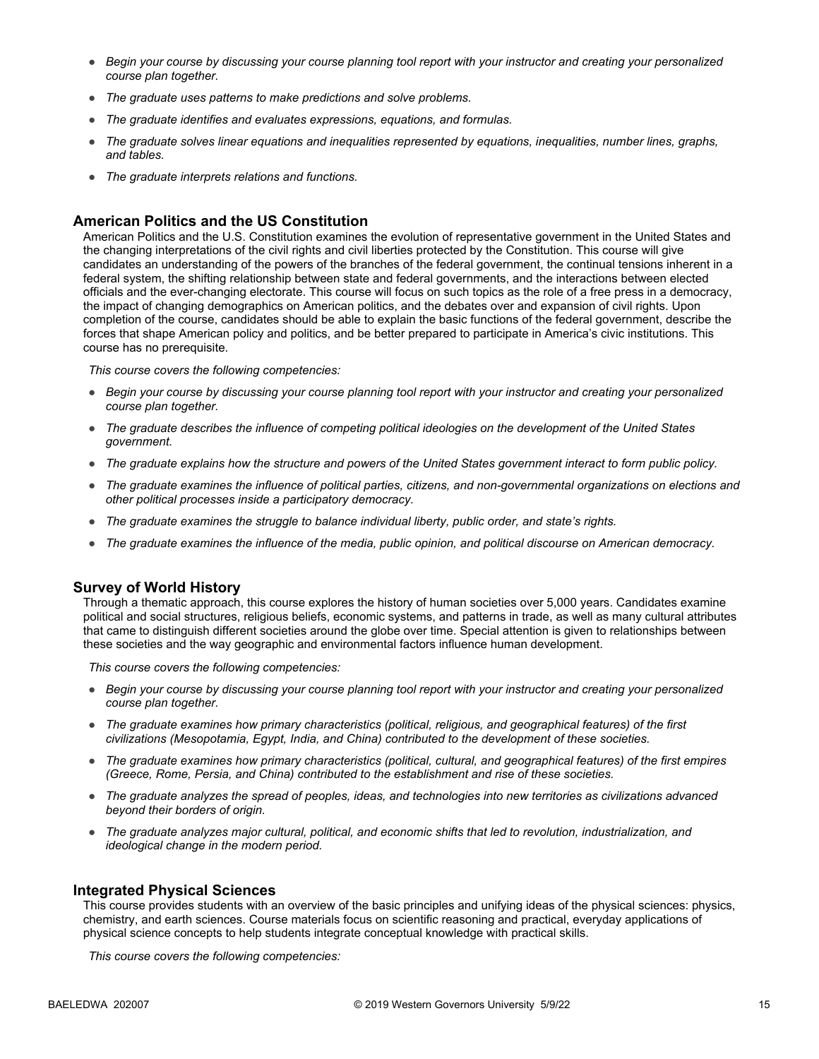- *Begin your course by discussing your course planning tool report with your instructor and creating your personalized course plan together.*
- *The graduate uses patterns to make predictions and solve problems.*
- *The graduate identifies and evaluates expressions, equations, and formulas.*
- *The graduate solves linear equations and inequalities represented by equations, inequalities, number lines, graphs, and tables.*
- *The graduate interprets relations and functions.*

### American Politics and the US Constitution

American Politics and the U.S. Constitution examines the evolution of representative government in the United States and the changing interpretations of the civil rights and civil liberties protected by the Constitution. This course will give candidates an understanding of the powers of the branches of the federal government, the continual tensions inherent in a federal system, the shifting relationship between state and federal governments, and the interactions between elected officials and the ever-changing electorate. This course will focus on such topics as the role of a free press in a democracy, the impact of changing demographics on American politics, and the debates over and expansion of civil rights. Upon completion of the course, candidates should be able to explain the basic functions of the federal government, describe the forces that shape American policy and politics, and be better prepared to participate in America's civic institutions. This course has no prerequisite.

*This course covers the following competencies:*

- *Begin your course by discussing your course planning tool report with your instructor and creating your personalized course plan together.*
- *The graduate describes the influence of competing political ideologies on the development of the United States government.*
- *The graduate explains how the structure and powers of the United States government interact to form public policy.*
- *The graduate examines the influence of political parties, citizens, and non-governmental organizations on elections and other political processes inside a participatory democracy.*
- *The graduate examines the struggle to balance individual liberty, public order, and state's rights.*
- *The graduate examines the influence of the media, public opinion, and political discourse on American democracy.*

### Survey of World History

Through a thematic approach, this course explores the history of human societies over 5,000 years. Candidates examine political and social structures, religious beliefs, economic systems, and patterns in trade, as well as many cultural attributes that came to distinguish different societies around the globe over time. Special attention is given to relationships between these societies and the way geographic and environmental factors influence human development.

*This course covers the following competencies:*

- *Begin your course by discussing your course planning tool report with your instructor and creating your personalized course plan together.*
- *The graduate examines how primary characteristics (political, religious, and geographical features) of the first civilizations (Mesopotamia, Egypt, India, and China) contributed to the development of these societies.*
- *The graduate examines how primary characteristics (political, cultural, and geographical features) of the first empires (Greece, Rome, Persia, and China) contributed to the establishment and rise of these societies.*
- *The graduate analyzes the spread of peoples, ideas, and technologies into new territories as civilizations advanced beyond their borders of origin.*
- *The graduate analyzes major cultural, political, and economic shifts that led to revolution, industrialization, and ideological change in the modern period.*

### Integrated Physical Sciences

This course provides students with an overview of the basic principles and unifying ideas of the physical sciences: physics, chemistry, and earth sciences. Course materials focus on scientific reasoning and practical, everyday applications of physical science concepts to help students integrate conceptual knowledge with practical skills.

*This course covers the following competencies:*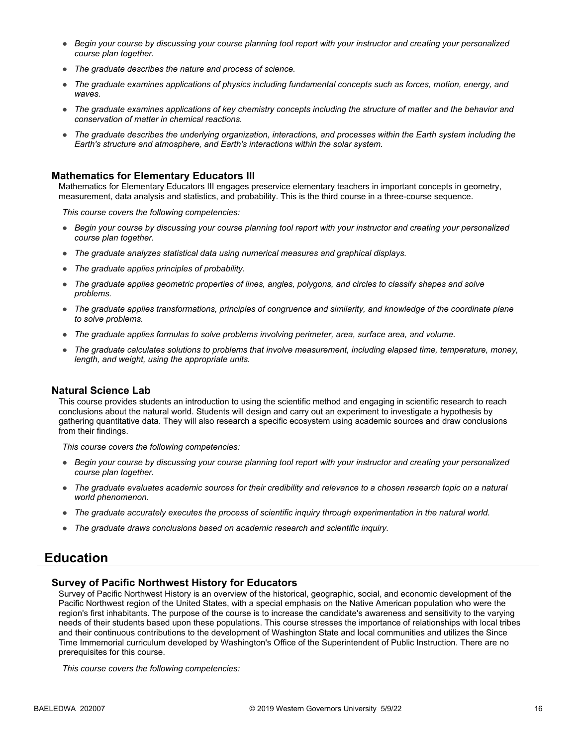- *Begin your course by discussing your course planning tool report with your instructor and creating your personalized course plan together.*
- *The graduate describes the nature and process of science.*
- *The graduate examines applications of physics including fundamental concepts such as forces, motion, energy, and waves.*
- *The graduate examines applications of key chemistry concepts including the structure of matter and the behavior and conservation of matter in chemical reactions.*
- *The graduate describes the underlying organization, interactions, and processes within the Earth system including the Earth's structure and atmosphere, and Earth's interactions within the solar system.*

### Mathematics for Elementary Educators III

Mathematics for Elementary Educators III engages preservice elementary teachers in important concepts in geometry, measurement, data analysis and statistics, and probability. This is the third course in a three-course sequence.

*This course covers the following competencies:*

- *Begin your course by discussing your course planning tool report with your instructor and creating your personalized course plan together.*
- *The graduate analyzes statistical data using numerical measures and graphical displays.*
- *The graduate applies principles of probability.*
- *The graduate applies geometric properties of lines, angles, polygons, and circles to classify shapes and solve problems.*
- *The graduate applies transformations, principles of congruence and similarity, and knowledge of the coordinate plane to solve problems.*
- *The graduate applies formulas to solve problems involving perimeter, area, surface area, and volume.*
- *The graduate calculates solutions to problems that involve measurement, including elapsed time, temperature, money, length, and weight, using the appropriate units.*

### Natural Science Lab

This course provides students an introduction to using the scientific method and engaging in scientific research to reach conclusions about the natural world. Students will design and carry out an experiment to investigate a hypothesis by gathering quantitative data. They will also research a specific ecosystem using academic sources and draw conclusions from their findings.

*This course covers the following competencies:*

- *Begin your course by discussing your course planning tool report with your instructor and creating your personalized course plan together.*
- *The graduate evaluates academic sources for their credibility and relevance to a chosen research topic on a natural world phenomenon.*
- *The graduate accurately executes the process of scientific inquiry through experimentation in the natural world.*
- *The graduate draws conclusions based on academic research and scientific inquiry.*

## Education

### Survey of Pacific Northwest History for Educators

Survey of Pacific Northwest History is an overview of the historical, geographic, social, and economic development of the Pacific Northwest region of the United States, with a special emphasis on the Native American population who were the region's first inhabitants. The purpose of the course is to increase the candidate's awareness and sensitivity to the varying needs of their students based upon these populations. This course stresses the importance of relationships with local tribes and their continuous contributions to the development of Washington State and local communities and utilizes the Since Time Immemorial curriculum developed by Washington's Office of the Superintendent of Public Instruction. There are no prerequisites for this course.

*This course covers the following competencies:*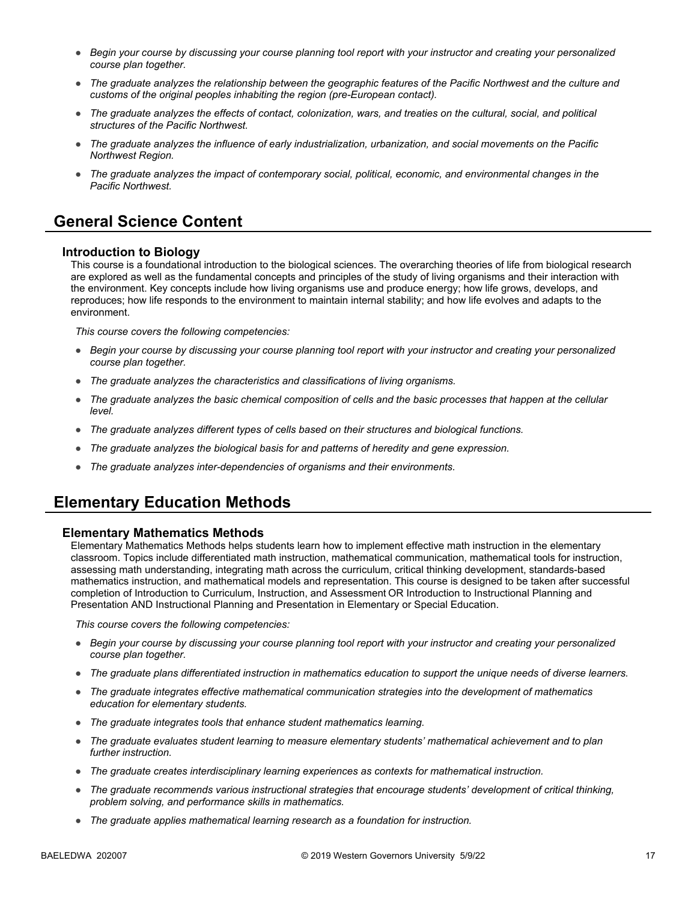- *Begin your course by discussing your course planning tool report with your instructor and creating your personalized course plan together.*
- *The graduate analyzes the relationship between the geographic features of the Pacific Northwest and the culture and customs of the original peoples inhabiting the region (pre-European contact).*
- *The graduate analyzes the effects of contact, colonization, wars, and treaties on the cultural, social, and political structures of the Pacific Northwest.*
- *The graduate analyzes the influence of early industrialization, urbanization, and social movements on the Pacific Northwest Region.*
- *The graduate analyzes the impact of contemporary social, political, economic, and environmental changes in the Pacific Northwest.*

## General Science Content

### Introduction to Biology

This course is a foundational introduction to the biological sciences. The overarching theories of life from biological research are explored as well as the fundamental concepts and principles of the study of living organisms and their interaction with the environment. Key concepts include how living organisms use and produce energy; how life grows, develops, and reproduces; how life responds to the environment to maintain internal stability; and how life evolves and adapts to the environment.

*This course covers the following competencies:*

- *Begin your course by discussing your course planning tool report with your instructor and creating your personalized course plan together.*
- *The graduate analyzes the characteristics and classifications of living organisms.*
- *The graduate analyzes the basic chemical composition of cells and the basic processes that happen at the cellular level.*
- *The graduate analyzes different types of cells based on their structures and biological functions.*
- *The graduate analyzes the biological basis for and patterns of heredity and gene expression.*
- *The graduate analyzes inter-dependencies of organisms and their environments.*

## Elementary Education Methods

### Elementary Mathematics Methods

Elementary Mathematics Methods helps students learn how to implement effective math instruction in the elementary classroom. Topics include differentiated math instruction, mathematical communication, mathematical tools for instruction, assessing math understanding, integrating math across the curriculum, critical thinking development, standards-based mathematics instruction, and mathematical models and representation. This course is designed to be taken after successful completion of Introduction to Curriculum, Instruction, and Assessment OR Introduction to Instructional Planning and Presentation AND Instructional Planning and Presentation in Elementary or Special Education.

*This course covers the following competencies:*

- *Begin your course by discussing your course planning tool report with your instructor and creating your personalized course plan together.*
- *The graduate plans differentiated instruction in mathematics education to support the unique needs of diverse learners.*
- *The graduate integrates effective mathematical communication strategies into the development of mathematics education for elementary students.*
- *The graduate integrates tools that enhance student mathematics learning.*
- *The graduate evaluates student learning to measure elementary students' mathematical achievement and to plan further instruction.*
- *The graduate creates interdisciplinary learning experiences as contexts for mathematical instruction.*
- *The graduate recommends various instructional strategies that encourage students' development of critical thinking, problem solving, and performance skills in mathematics.*
- *The graduate applies mathematical learning research as a foundation for instruction.*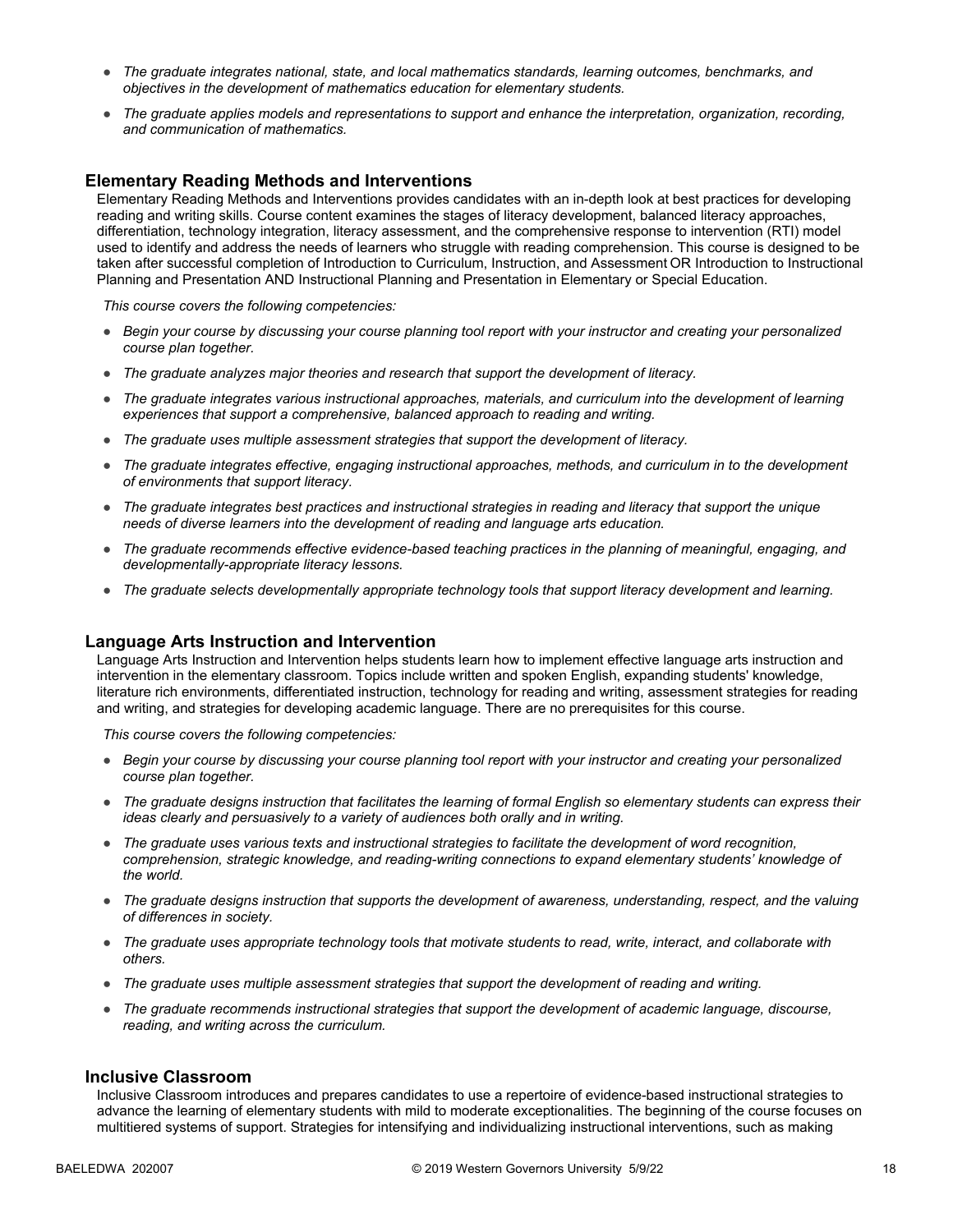- *The graduate integrates national, state, and local mathematics standards, learning outcomes, benchmarks, and objectives in the development of mathematics education for elementary students.*
- *The graduate applies models and representations to support and enhance the interpretation, organization, recording, and communication of mathematics.*

### Elementary Reading Methods and Interventions

Elementary Reading Methods and Interventions provides candidates with an in-depth look at best practices for developing reading and writing skills. Course content examines the stages of literacy development, balanced literacy approaches, differentiation, technology integration, literacy assessment, and the comprehensive response to intervention (RTI) model used to identify and address the needs of learners who struggle with reading comprehension. This course is designed to be taken after successful completion of Introduction to Curriculum, Instruction, and Assessment OR Introduction to Instructional Planning and Presentation AND Instructional Planning and Presentation in Elementary or Special Education.

*This course covers the following competencies:*

- *Begin your course by discussing your course planning tool report with your instructor and creating your personalized course plan together.*
- *The graduate analyzes major theories and research that support the development of literacy.*
- *The graduate integrates various instructional approaches, materials, and curriculum into the development of learning experiences that support a comprehensive, balanced approach to reading and writing.*
- *The graduate uses multiple assessment strategies that support the development of literacy.*
- *The graduate integrates effective, engaging instructional approaches, methods, and curriculum in to the development of environments that support literacy.*
- *The graduate integrates best practices and instructional strategies in reading and literacy that support the unique needs of diverse learners into the development of reading and language arts education.*
- *The graduate recommends effective evidence-based teaching practices in the planning of meaningful, engaging, and developmentally-appropriate literacy lessons.*
- *The graduate selects developmentally appropriate technology tools that support literacy development and learning.*

### Language Arts Instruction and Intervention

Language Arts Instruction and Intervention helps students learn how to implement effective language arts instruction and intervention in the elementary classroom. Topics include written and spoken English, expanding students' knowledge, literature rich environments, differentiated instruction, technology for reading and writing, assessment strategies for reading and writing, and strategies for developing academic language. There are no prerequisites for this course.

*This course covers the following competencies:*

- *Begin your course by discussing your course planning tool report with your instructor and creating your personalized course plan together.*
- *The graduate designs instruction that facilitates the learning of formal English so elementary students can express their ideas clearly and persuasively to a variety of audiences both orally and in writing.*
- *The graduate uses various texts and instructional strategies to facilitate the development of word recognition, comprehension, strategic knowledge, and reading-writing connections to expand elementary students' knowledge of the world.*
- *The graduate designs instruction that supports the development of awareness, understanding, respect, and the valuing of differences in society.*
- *The graduate uses appropriate technology tools that motivate students to read, write, interact, and collaborate with others.*
- *The graduate uses multiple assessment strategies that support the development of reading and writing.*
- *The graduate recommends instructional strategies that support the development of academic language, discourse, reading, and writing across the curriculum.*

### Inclusive Classroom

Inclusive Classroom introduces and prepares candidates to use a repertoire of evidence-based instructional strategies to advance the learning of elementary students with mild to moderate exceptionalities. The beginning of the course focuses on multitiered systems of support. Strategies for intensifying and individualizing instructional interventions, such as making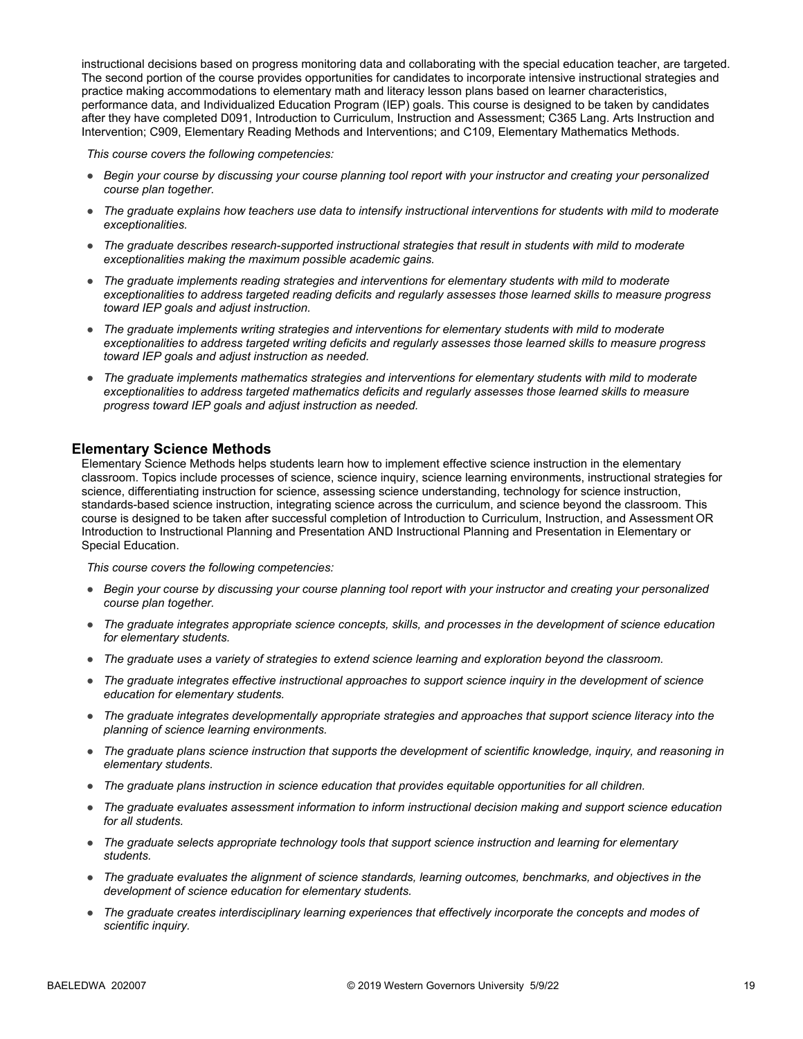instructional decisions based on progress monitoring data and collaborating with the special education teacher, are targeted. The second portion of the course provides opportunities for candidates to incorporate intensive instructional strategies and practice making accommodations to elementary math and literacy lesson plans based on learner characteristics, performance data, and Individualized Education Program (IEP) goals. This course is designed to be taken by candidates after they have completed D091, Introduction to Curriculum, Instruction and Assessment; C365 Lang. Arts Instruction and Intervention; C909, Elementary Reading Methods and Interventions; and C109, Elementary Mathematics Methods.

*This course covers the following competencies:*

- *Begin your course by discussing your course planning tool report with your instructor and creating your personalized course plan together.*
- *The graduate explains how teachers use data to intensify instructional interventions for students with mild to moderate exceptionalities.*
- *The graduate describes research-supported instructional strategies that result in students with mild to moderate exceptionalities making the maximum possible academic gains.*
- *The graduate implements reading strategies and interventions for elementary students with mild to moderate exceptionalities to address targeted reading deficits and regularly assesses those learned skills to measure progress toward IEP goals and adjust instruction.*
- *The graduate implements writing strategies and interventions for elementary students with mild to moderate exceptionalities to address targeted writing deficits and regularly assesses those learned skills to measure progress toward IEP goals and adjust instruction as needed.*
- *The graduate implements mathematics strategies and interventions for elementary students with mild to moderate exceptionalities to address targeted mathematics deficits and regularly assesses those learned skills to measure progress toward IEP goals and adjust instruction as needed.*

## Elementary Science Methods

Elementary Science Methods helps students learn how to implement effective science instruction in the elementary classroom. Topics include processes of science, science inquiry, science learning environments, instructional strategies for science, differentiating instruction for science, assessing science understanding, technology for science instruction, standards-based science instruction, integrating science across the curriculum, and science beyond the classroom. This course is designed to be taken after successful completion of Introduction to Curriculum, Instruction, and Assessment OR Introduction to Instructional Planning and Presentation AND Instructional Planning and Presentation in Elementary or Special Education.

*This course covers the following competencies:*

- *Begin your course by discussing your course planning tool report with your instructor and creating your personalized course plan together.*
- *The graduate integrates appropriate science concepts, skills, and processes in the development of science education for elementary students.*
- *The graduate uses a variety of strategies to extend science learning and exploration beyond the classroom.*
- *The graduate integrates effective instructional approaches to support science inquiry in the development of science education for elementary students.*
- *The graduate integrates developmentally appropriate strategies and approaches that support science literacy into the planning of science learning environments.*
- *The graduate plans science instruction that supports the development of scientific knowledge, inquiry, and reasoning in elementary students.*
- *The graduate plans instruction in science education that provides equitable opportunities for all children.*
- *The graduate evaluates assessment information to inform instructional decision making and support science education for all students.*
- *The graduate selects appropriate technology tools that support science instruction and learning for elementary students.*
- *The graduate evaluates the alignment of science standards, learning outcomes, benchmarks, and objectives in the development of science education for elementary students.*
- *The graduate creates interdisciplinary learning experiences that effectively incorporate the concepts and modes of scientific inquiry.*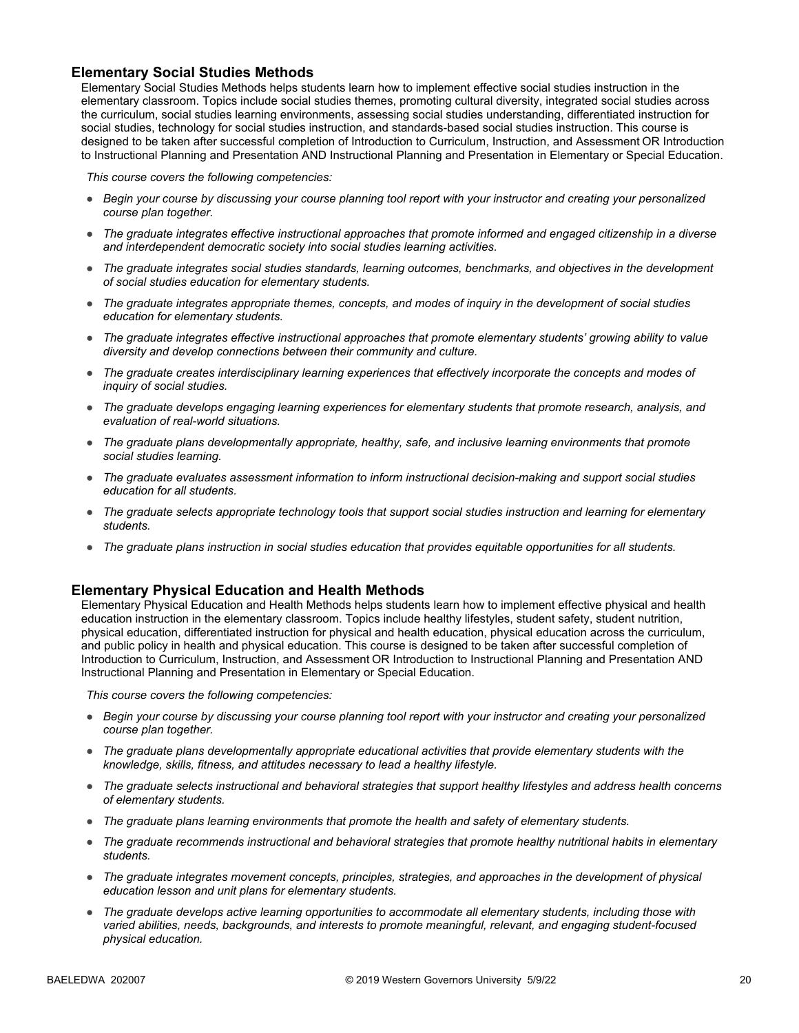### Elementary Social Studies Methods

Elementary Social Studies Methods helps students learn how to implement effective social studies instruction in the elementary classroom. Topics include social studies themes, promoting cultural diversity, integrated social studies across the curriculum, social studies learning environments, assessing social studies understanding, differentiated instruction for social studies, technology for social studies instruction, and standards-based social studies instruction. This course is designed to be taken after successful completion of Introduction to Curriculum, Instruction, and Assessment OR Introduction to Instructional Planning and Presentation AND Instructional Planning and Presentation in Elementary or Special Education.

*This course covers the following competencies:*

- *Begin your course by discussing your course planning tool report with your instructor and creating your personalized course plan together.*
- *The graduate integrates effective instructional approaches that promote informed and engaged citizenship in a diverse and interdependent democratic society into social studies learning activities.*
- *The graduate integrates social studies standards, learning outcomes, benchmarks, and objectives in the development of social studies education for elementary students.*
- *The graduate integrates appropriate themes, concepts, and modes of inquiry in the development of social studies education for elementary students.*
- *The graduate integrates effective instructional approaches that promote elementary students' growing ability to value diversity and develop connections between their community and culture.*
- *The graduate creates interdisciplinary learning experiences that effectively incorporate the concepts and modes of inquiry of social studies.*
- *The graduate develops engaging learning experiences for elementary students that promote research, analysis, and evaluation of real-world situations.*
- *The graduate plans developmentally appropriate, healthy, safe, and inclusive learning environments that promote social studies learning.*
- *The graduate evaluates assessment information to inform instructional decision-making and support social studies education for all students.*
- *The graduate selects appropriate technology tools that support social studies instruction and learning for elementary students.*
- *The graduate plans instruction in social studies education that provides equitable opportunities for all students.*

### Elementary Physical Education and Health Methods

Elementary Physical Education and Health Methods helps students learn how to implement effective physical and health education instruction in the elementary classroom. Topics include healthy lifestyles, student safety, student nutrition, physical education, differentiated instruction for physical and health education, physical education across the curriculum, and public policy in health and physical education. This course is designed to be taken after successful completion of Introduction to Curriculum, Instruction, and Assessment OR Introduction to Instructional Planning and Presentation AND Instructional Planning and Presentation in Elementary or Special Education.

*This course covers the following competencies:*

- *Begin your course by discussing your course planning tool report with your instructor and creating your personalized course plan together.*
- *The graduate plans developmentally appropriate educational activities that provide elementary students with the knowledge, skills, fitness, and attitudes necessary to lead a healthy lifestyle.*
- *The graduate selects instructional and behavioral strategies that support healthy lifestyles and address health concerns of elementary students.*
- *The graduate plans learning environments that promote the health and safety of elementary students.*
- *The graduate recommends instructional and behavioral strategies that promote healthy nutritional habits in elementary students.*
- *The graduate integrates movement concepts, principles, strategies, and approaches in the development of physical education lesson and unit plans for elementary students.*
- *The graduate develops active learning opportunities to accommodate all elementary students, including those with varied abilities, needs, backgrounds, and interests to promote meaningful, relevant, and engaging student-focused physical education.*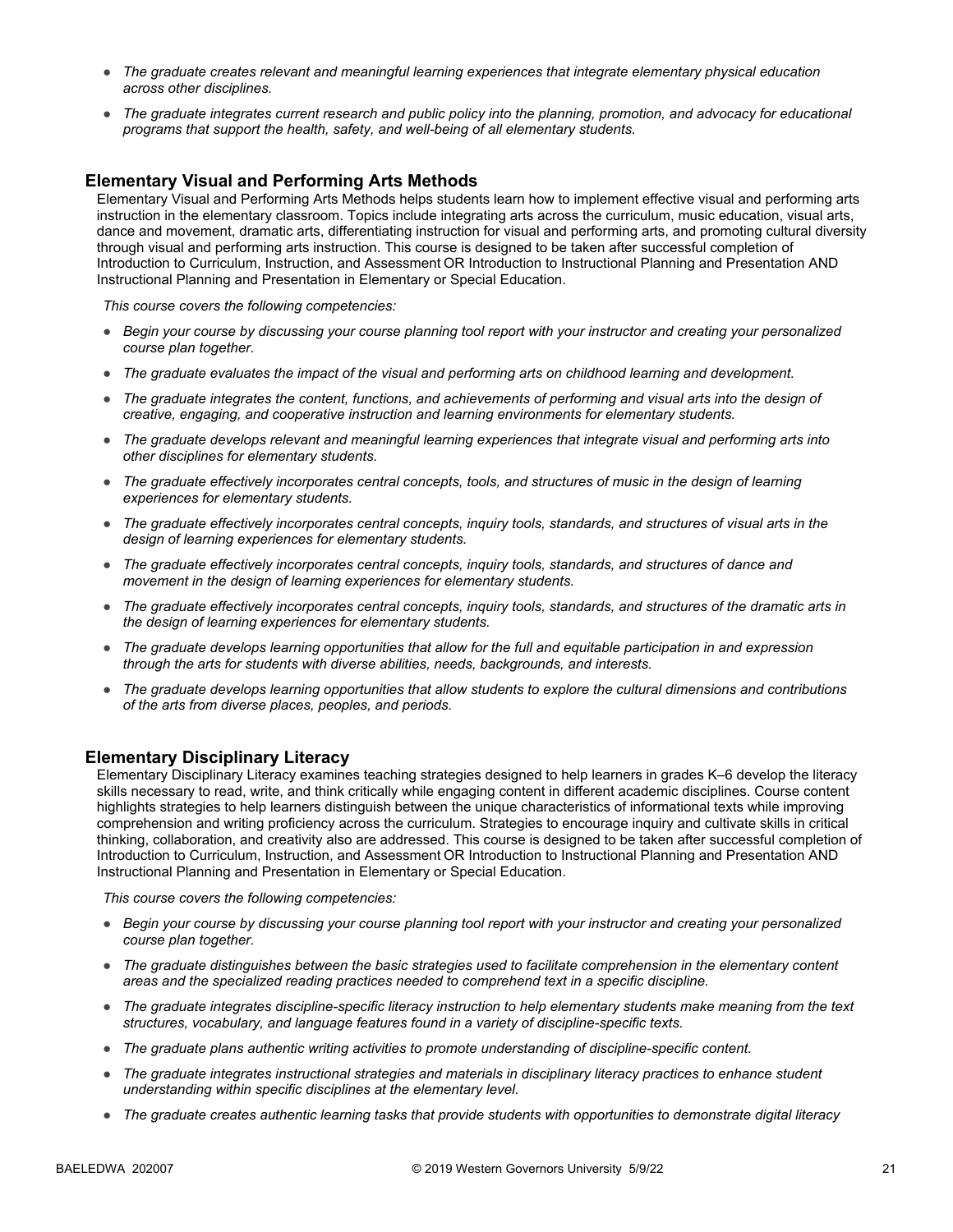- *The graduate creates relevant and meaningful learning experiences that integrate elementary physical education across other disciplines.*
- *The graduate integrates current research and public policy into the planning, promotion, and advocacy for educational programs that support the health, safety, and well-being of all elementary students.*

### Elementary Visual and Performing Arts Methods

Elementary Visual and Performing Arts Methods helps students learn how to implement effective visual and performing arts instruction in the elementary classroom. Topics include integrating arts across the curriculum, music education, visual arts, dance and movement, dramatic arts, differentiating instruction for visual and performing arts, and promoting cultural diversity through visual and performing arts instruction. This course is designed to be taken after successful completion of Introduction to Curriculum, Instruction, and Assessment OR Introduction to Instructional Planning and Presentation AND Instructional Planning and Presentation in Elementary or Special Education.

*This course covers the following competencies:*

- *Begin your course by discussing your course planning tool report with your instructor and creating your personalized course plan together.*
- *The graduate evaluates the impact of the visual and performing arts on childhood learning and development.*
- *The graduate integrates the content, functions, and achievements of performing and visual arts into the design of creative, engaging, and cooperative instruction and learning environments for elementary students.*
- *The graduate develops relevant and meaningful learning experiences that integrate visual and performing arts into other disciplines for elementary students.*
- *The graduate effectively incorporates central concepts, tools, and structures of music in the design of learning experiences for elementary students.*
- *The graduate effectively incorporates central concepts, inquiry tools, standards, and structures of visual arts in the design of learning experiences for elementary students.*
- *The graduate effectively incorporates central concepts, inquiry tools, standards, and structures of dance and movement in the design of learning experiences for elementary students.*
- *The graduate effectively incorporates central concepts, inquiry tools, standards, and structures of the dramatic arts in the design of learning experiences for elementary students.*
- *The graduate develops learning opportunities that allow for the full and equitable participation in and expression through the arts for students with diverse abilities, needs, backgrounds, and interests.*
- *The graduate develops learning opportunities that allow students to explore the cultural dimensions and contributions of the arts from diverse places, peoples, and periods.*

### Elementary Disciplinary Literacy

Elementary Disciplinary Literacy examines teaching strategies designed to help learners in grades K–6 develop the literacy skills necessary to read, write, and think critically while engaging content in different academic disciplines. Course content highlights strategies to help learners distinguish between the unique characteristics of informational texts while improving comprehension and writing proficiency across the curriculum. Strategies to encourage inquiry and cultivate skills in critical thinking, collaboration, and creativity also are addressed. This course is designed to be taken after successful completion of Introduction to Curriculum, Instruction, and Assessment OR Introduction to Instructional Planning and Presentation AND Instructional Planning and Presentation in Elementary or Special Education.

*This course covers the following competencies:*

- *Begin your course by discussing your course planning tool report with your instructor and creating your personalized course plan together.*
- *The graduate distinguishes between the basic strategies used to facilitate comprehension in the elementary content areas and the specialized reading practices needed to comprehend text in a specific discipline.*
- *The graduate integrates discipline-specific literacy instruction to help elementary students make meaning from the text structures, vocabulary, and language features found in a variety of discipline-specific texts.*
- *The graduate plans authentic writing activities to promote understanding of discipline-specific content.*
- *The graduate integrates instructional strategies and materials in disciplinary literacy practices to enhance student understanding within specific disciplines at the elementary level.*
- *The graduate creates authentic learning tasks that provide students with opportunities to demonstrate digital literacy*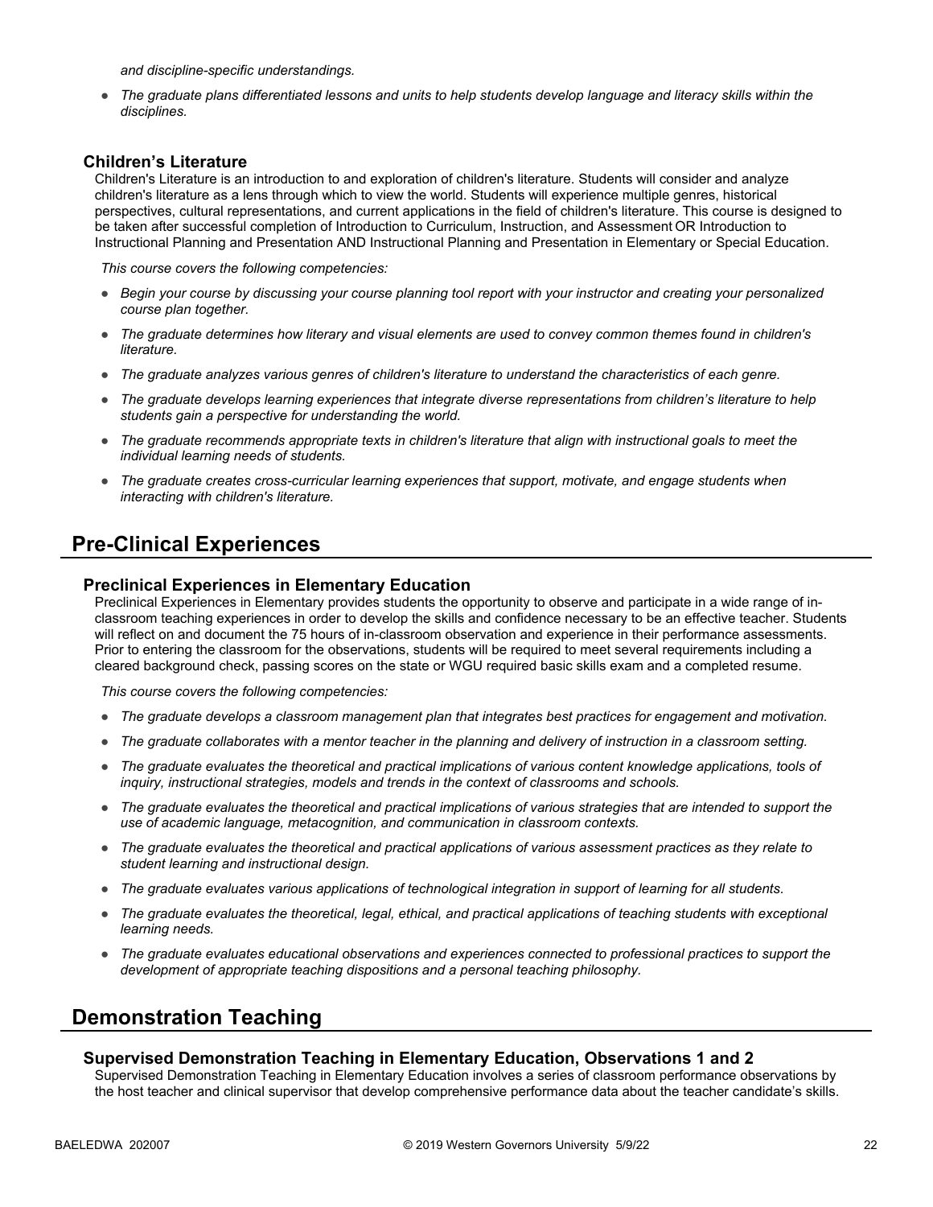*and discipline-specific understandings.*

- *The graduate plans differentiated lessons and units to help students develop language and literacy skills within the disciplines.*

### Children's Literature

Children's Literature is an introduction to and exploration of children's literature. Students will consider and analyze children's literature as a lens through which to view the world. Students will experience multiple genres, historical perspectives, cultural representations, and current applications in the field of children's literature. This course is designed to be taken after successful completion of Introduction to Curriculum, Instruction, and Assessment OR Introduction to Instructional Planning and Presentation AND Instructional Planning and Presentation in Elementary or Special Education.

*This course covers the following competencies:*

- *Begin your course by discussing your course planning tool report with your instructor and creating your personalized course plan together.*
- *The graduate determines how literary and visual elements are used to convey common themes found in children's literature.*
- *The graduate analyzes various genres of children's literature to understand the characteristics of each genre.*
- *The graduate develops learning experiences that integrate diverse representations from children's literature to help students gain a perspective for understanding the world.*
- *The graduate recommends appropriate texts in children's literature that align with instructional goals to meet the individual learning needs of students.*
- *The graduate creates cross-curricular learning experiences that support, motivate, and engage students when interacting with children's literature.*

## Pre-Clinical Experiences

### Preclinical Experiences in Elementary Education

Preclinical Experiences in Elementary provides students the opportunity to observe and participate in a wide range of in-classroom teaching experiences in order to develop the skills and confidence necessary to be an effective teacher. Students will reflect on and document the 75 hours of in-classroom observation and experience in their performance assessments. Prior to entering the classroom for the observations, students will be required to meet several requirements including a cleared background check, passing scores on the state or WGU required basic skills exam and a completed resume.

*This course covers the following competencies:*

- *The graduate develops a classroom management plan that integrates best practices for engagement and motivation.*
- *The graduate collaborates with a mentor teacher in the planning and delivery of instruction in a classroom setting.*
- *The graduate evaluates the theoretical and practical implications of various content knowledge applications, tools of inquiry, instructional strategies, models and trends in the context of classrooms and schools.*
- *The graduate evaluates the theoretical and practical implications of various strategies that are intended to support the use of academic language, metacognition, and communication in classroom contexts.*
- *The graduate evaluates the theoretical and practical applications of various assessment practices as they relate to student learning and instructional design.*
- *The graduate evaluates various applications of technological integration in support of learning for all students.*
- *The graduate evaluates the theoretical, legal, ethical, and practical applications of teaching students with exceptional learning needs.*
- *The graduate evaluates educational observations and experiences connected to professional practices to support the development of appropriate teaching dispositions and a personal teaching philosophy.*

## Demonstration Teaching

### Supervised Demonstration Teaching in Elementary Education, Observations 1 and 2

Supervised Demonstration Teaching in Elementary Education involves a series of classroom performance observations by the host teacher and clinical supervisor that develop comprehensive performance data about the teacher candidate's skills.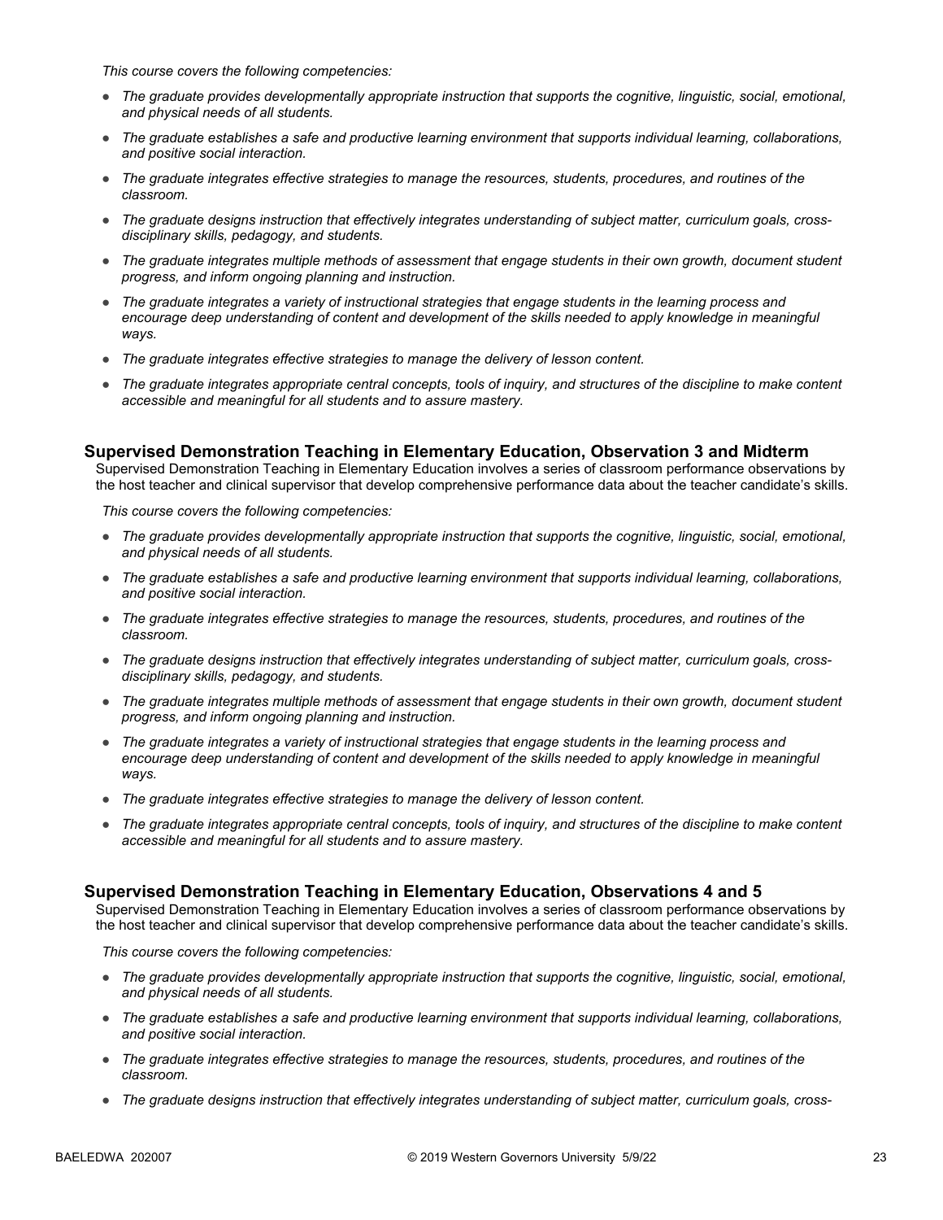*This course covers the following competencies:*

- *The graduate provides developmentally appropriate instruction that supports the cognitive, linguistic, social, emotional, and physical needs of all students.*
- *The graduate establishes a safe and productive learning environment that supports individual learning, collaborations, and positive social interaction.*
- *The graduate integrates effective strategies to manage the resources, students, procedures, and routines of the classroom.*
- *The graduate designs instruction that effectively integrates understanding of subject matter, curriculum goals, cross-disciplinary skills, pedagogy, and students.*
- *The graduate integrates multiple methods of assessment that engage students in their own growth, document student progress, and inform ongoing planning and instruction.*
- *The graduate integrates a variety of instructional strategies that engage students in the learning process and encourage deep understanding of content and development of the skills needed to apply knowledge in meaningful ways.*
- *The graduate integrates effective strategies to manage the delivery of lesson content.*
- *The graduate integrates appropriate central concepts, tools of inquiry, and structures of the discipline to make content accessible and meaningful for all students and to assure mastery.*

### Supervised Demonstration Teaching in Elementary Education, Observation 3 and Midterm

Supervised Demonstration Teaching in Elementary Education involves a series of classroom performance observations by the host teacher and clinical supervisor that develop comprehensive performance data about the teacher candidate's skills.

*This course covers the following competencies:*

- *The graduate provides developmentally appropriate instruction that supports the cognitive, linguistic, social, emotional, and physical needs of all students.*
- *The graduate establishes a safe and productive learning environment that supports individual learning, collaborations, and positive social interaction.*
- *The graduate integrates effective strategies to manage the resources, students, procedures, and routines of the classroom.*
- *The graduate designs instruction that effectively integrates understanding of subject matter, curriculum goals, cross-disciplinary skills, pedagogy, and students.*
- *The graduate integrates multiple methods of assessment that engage students in their own growth, document student progress, and inform ongoing planning and instruction.*
- *The graduate integrates a variety of instructional strategies that engage students in the learning process and encourage deep understanding of content and development of the skills needed to apply knowledge in meaningful ways.*
- *The graduate integrates effective strategies to manage the delivery of lesson content.*
- *The graduate integrates appropriate central concepts, tools of inquiry, and structures of the discipline to make content accessible and meaningful for all students and to assure mastery.*

### Supervised Demonstration Teaching in Elementary Education, Observations 4 and 5

Supervised Demonstration Teaching in Elementary Education involves a series of classroom performance observations by the host teacher and clinical supervisor that develop comprehensive performance data about the teacher candidate's skills.

*This course covers the following competencies:*

- *The graduate provides developmentally appropriate instruction that supports the cognitive, linguistic, social, emotional, and physical needs of all students.*
- *The graduate establishes a safe and productive learning environment that supports individual learning, collaborations, and positive social interaction.*
- *The graduate integrates effective strategies to manage the resources, students, procedures, and routines of the classroom.*
- *The graduate designs instruction that effectively integrates understanding of subject matter, curriculum goals, cross-*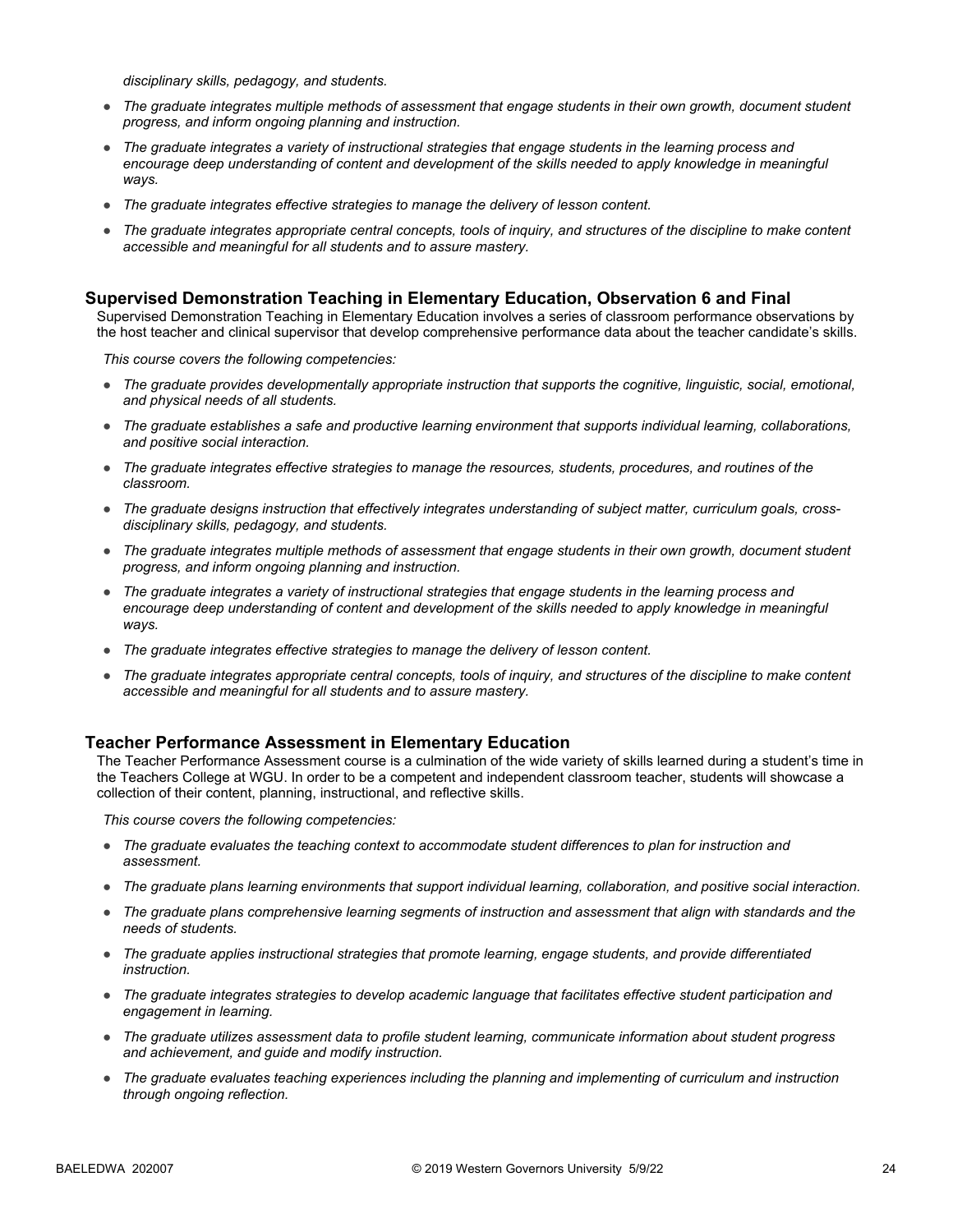*disciplinary skills, pedagogy, and students.*

- *The graduate integrates multiple methods of assessment that engage students in their own growth, document student progress, and inform ongoing planning and instruction.*
- *The graduate integrates a variety of instructional strategies that engage students in the learning process and encourage deep understanding of content and development of the skills needed to apply knowledge in meaningful ways.*
- *The graduate integrates effective strategies to manage the delivery of lesson content.*
- *The graduate integrates appropriate central concepts, tools of inquiry, and structures of the discipline to make content accessible and meaningful for all students and to assure mastery.*

### Supervised Demonstration Teaching in Elementary Education, Observation 6 and Final

Supervised Demonstration Teaching in Elementary Education involves a series of classroom performance observations by the host teacher and clinical supervisor that develop comprehensive performance data about the teacher candidate's skills.

*This course covers the following competencies:*

- *The graduate provides developmentally appropriate instruction that supports the cognitive, linguistic, social, emotional, and physical needs of all students.*
- *The graduate establishes a safe and productive learning environment that supports individual learning, collaborations, and positive social interaction.*
- *The graduate integrates effective strategies to manage the resources, students, procedures, and routines of the classroom.*
- *The graduate designs instruction that effectively integrates understanding of subject matter, curriculum goals, cross-disciplinary skills, pedagogy, and students.*
- *The graduate integrates multiple methods of assessment that engage students in their own growth, document student progress, and inform ongoing planning and instruction.*
- *The graduate integrates a variety of instructional strategies that engage students in the learning process and encourage deep understanding of content and development of the skills needed to apply knowledge in meaningful ways.*
- *The graduate integrates effective strategies to manage the delivery of lesson content.*
- *The graduate integrates appropriate central concepts, tools of inquiry, and structures of the discipline to make content accessible and meaningful for all students and to assure mastery.*

### Teacher Performance Assessment in Elementary Education

The Teacher Performance Assessment course is a culmination of the wide variety of skills learned during a student's time in the Teachers College at WGU. In order to be a competent and independent classroom teacher, students will showcase a collection of their content, planning, instructional, and reflective skills.

*This course covers the following competencies:*

- *The graduate evaluates the teaching context to accommodate student differences to plan for instruction and assessment.*
- *The graduate plans learning environments that support individual learning, collaboration, and positive social interaction.*
- *The graduate plans comprehensive learning segments of instruction and assessment that align with standards and the needs of students.*
- *The graduate applies instructional strategies that promote learning, engage students, and provide differentiated instruction.*
- *The graduate integrates strategies to develop academic language that facilitates effective student participation and engagement in learning.*
- *The graduate utilizes assessment data to profile student learning, communicate information about student progress and achievement, and guide and modify instruction.*
- *The graduate evaluates teaching experiences including the planning and implementing of curriculum and instruction through ongoing reflection.*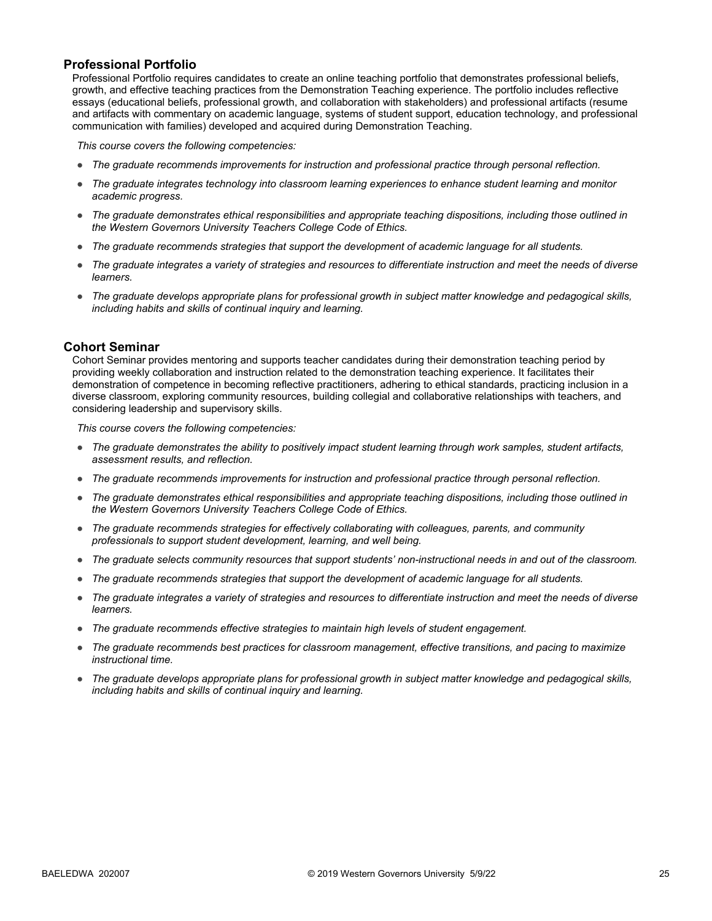## Professional Portfolio

Professional Portfolio requires candidates to create an online teaching portfolio that demonstrates professional beliefs, growth, and effective teaching practices from the Demonstration Teaching experience. The portfolio includes reflective essays (educational beliefs, professional growth, and collaboration with stakeholders) and professional artifacts (resume and artifacts with commentary on academic language, systems of student support, education technology, and professional communication with families) developed and acquired during Demonstration Teaching.

*This course covers the following competencies:*

- *The graduate recommends improvements for instruction and professional practice through personal reflection.*
- *The graduate integrates technology into classroom learning experiences to enhance student learning and monitor academic progress.*
- *The graduate demonstrates ethical responsibilities and appropriate teaching dispositions, including those outlined in the Western Governors University Teachers College Code of Ethics.*
- *The graduate recommends strategies that support the development of academic language for all students.*
- *The graduate integrates a variety of strategies and resources to differentiate instruction and meet the needs of diverse learners.*
- *The graduate develops appropriate plans for professional growth in subject matter knowledge and pedagogical skills, including habits and skills of continual inquiry and learning.*

## Cohort Seminar

Cohort Seminar provides mentoring and supports teacher candidates during their demonstration teaching period by providing weekly collaboration and instruction related to the demonstration teaching experience. It facilitates their demonstration of competence in becoming reflective practitioners, adhering to ethical standards, practicing inclusion in a diverse classroom, exploring community resources, building collegial and collaborative relationships with teachers, and considering leadership and supervisory skills.

*This course covers the following competencies:*

- *The graduate demonstrates the ability to positively impact student learning through work samples, student artifacts, assessment results, and reflection.*
- *The graduate recommends improvements for instruction and professional practice through personal reflection.*
- *The graduate demonstrates ethical responsibilities and appropriate teaching dispositions, including those outlined in the Western Governors University Teachers College Code of Ethics.*
- *The graduate recommends strategies for effectively collaborating with colleagues, parents, and community professionals to support student development, learning, and well being.*
- *The graduate selects community resources that support students' non-instructional needs in and out of the classroom.*
- *The graduate recommends strategies that support the development of academic language for all students.*
- *The graduate integrates a variety of strategies and resources to differentiate instruction and meet the needs of diverse learners.*
- *The graduate recommends effective strategies to maintain high levels of student engagement.*
- *The graduate recommends best practices for classroom management, effective transitions, and pacing to maximize instructional time.*
- *The graduate develops appropriate plans for professional growth in subject matter knowledge and pedagogical skills, including habits and skills of continual inquiry and learning.*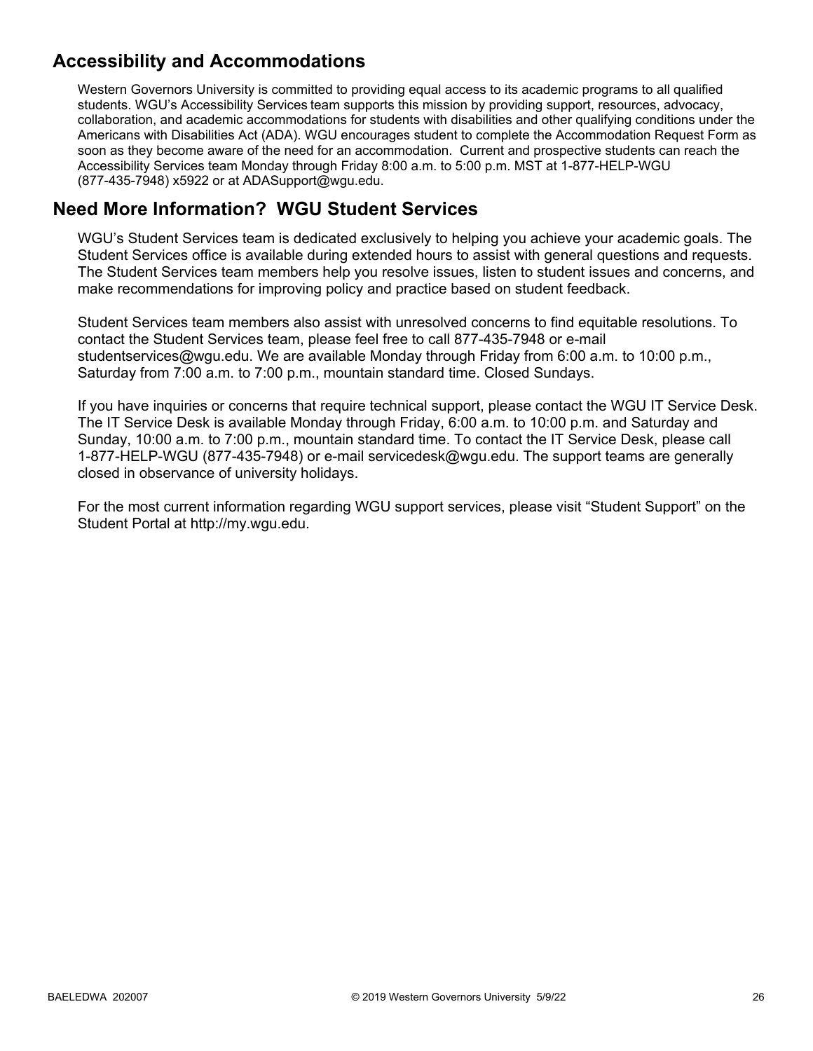## Accessibility and Accommodations

Western Governors University is committed to providing equal access to its academic programs to all qualified students. WGU's Accessibility Services team supports this mission by providing support, resources, advocacy, collaboration, and academic accommodations for students with disabilities and other qualifying conditions under the Americans with Disabilities Act (ADA). WGU encourages student to complete the Accommodation Request Form as soon as they become aware of the need for an accommodation. Current and prospective students can reach the Accessibility Services team Monday through Friday 8:00 a.m. to 5:00 p.m. MST at 1-877-HELP-WGU (877-435-7948) x5922 or at ADASupport@wgu.edu.

## Need More Information? WGU Student Services

WGU's Student Services team is dedicated exclusively to helping you achieve your academic goals. The Student Services office is available during extended hours to assist with general questions and requests. The Student Services team members help you resolve issues, listen to student issues and concerns, and make recommendations for improving policy and practice based on student feedback.

Student Services team members also assist with unresolved concerns to find equitable resolutions. To contact the Student Services team, please feel free to call 877-435-7948 or e-mail studentservices@wgu.edu. We are available Monday through Friday from 6:00 a.m. to 10:00 p.m., Saturday from 7:00 a.m. to 7:00 p.m., mountain standard time. Closed Sundays.

If you have inquiries or concerns that require technical support, please contact the WGU IT Service Desk. The IT Service Desk is available Monday through Friday, 6:00 a.m. to 10:00 p.m. and Saturday and Sunday, 10:00 a.m. to 7:00 p.m., mountain standard time. To contact the IT Service Desk, please call 1-877-HELP-WGU (877-435-7948) or e-mail servicedesk@wgu.edu. The support teams are generally closed in observance of university holidays.

For the most current information regarding WGU support services, please visit "Student Support" on the Student Portal at http://my.wgu.edu.